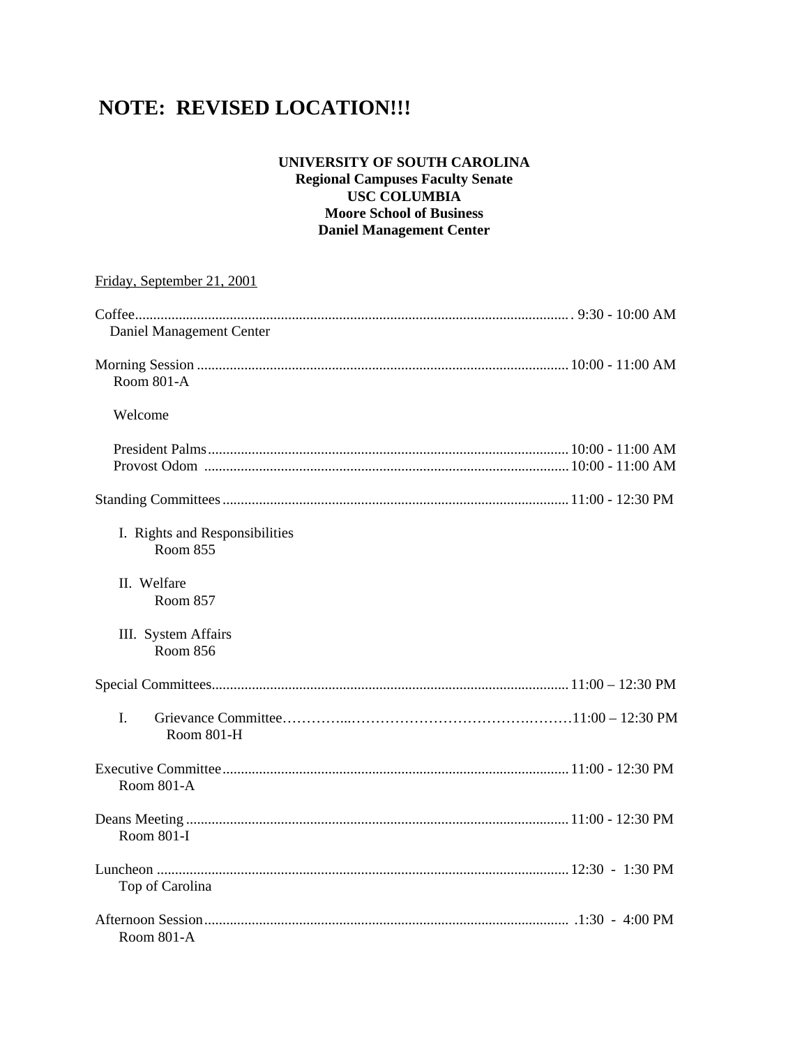# NOTE: REVISED LOCATION!!!

**UNIVERSITY OF SOUTH CAROLINA**
**Regional Campuses Faculty Senate**
**USC COLUMBIA**
**Moore School of Business**
**Daniel Management Center**

Friday, September 21, 2001

Coffee........................................................................................................ 9:30 - 10:00 AM
Daniel Management Center

Morning Session ..................................................................................... 10:00 - 11:00 AM
Room 801-A

Welcome

President Palms.................................................................................. 10:00 - 11:00 AM
Provost Odom .................................................................................... 10:00 - 11:00 AM

Standing Committees.............................................................................. 11:00 - 12:30 PM

I. Rights and Responsibilities
Room 855

II. Welfare
Room 857

III. System Affairs
Room 856

Special Committees................................................................................. 11:00 – 12:30 PM

I. Grievance Committee…………...……………………………….………11:00 – 12:30 PM
Room 801-H

Executive Committee............................................................................... 11:00 - 12:30 PM
Room 801-A

Deans Meeting ......................................................................................... 11:00 - 12:30 PM
Room 801-I

Luncheon ................................................................................................. 12:30 - 1:30 PM
Top of Carolina

Afternoon Session.................................................................................... .1:30 - 4:00 PM
Room 801-A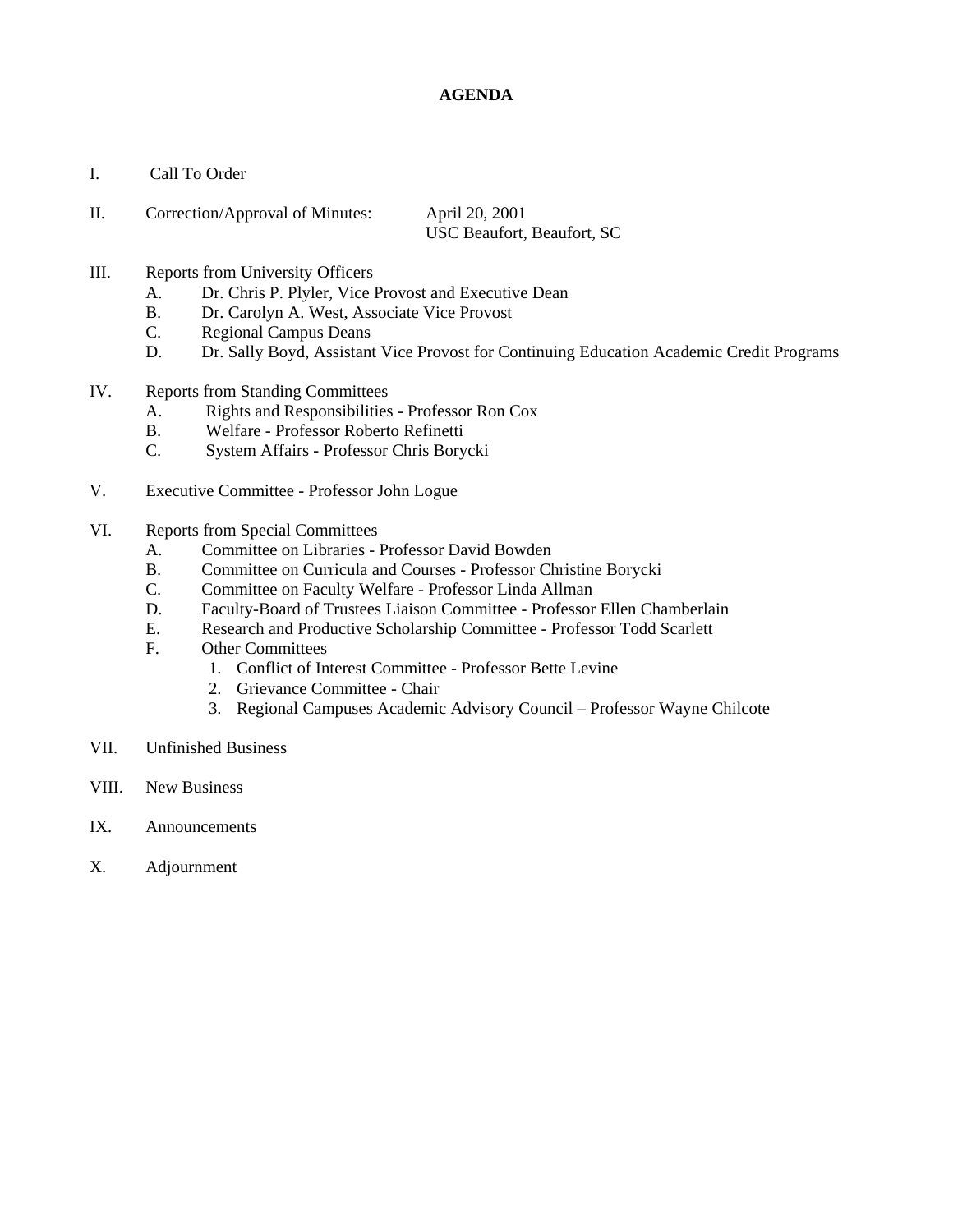# AGENDA

I. Call To Order

II. Correction/Approval of Minutes: April 20, 2001
USC Beaufort, Beaufort, SC

III. Reports from University Officers
   A. Dr. Chris P. Plyler, Vice Provost and Executive Dean
   B. Dr. Carolyn A. West, Associate Vice Provost
   C. Regional Campus Deans
   D. Dr. Sally Boyd, Assistant Vice Provost for Continuing Education Academic Credit Programs

IV. Reports from Standing Committees
   A. Rights and Responsibilities - Professor Ron Cox
   B. Welfare - Professor Roberto Refinetti
   C. System Affairs - Professor Chris Borycki

V. Executive Committee - Professor John Logue

VI. Reports from Special Committees
   A. Committee on Libraries - Professor David Bowden
   B. Committee on Curricula and Courses - Professor Christine Borycki
   C. Committee on Faculty Welfare - Professor Linda Allman
   D. Faculty-Board of Trustees Liaison Committee - Professor Ellen Chamberlain
   E. Research and Productive Scholarship Committee - Professor Todd Scarlett
   F. Other Committees
      1. Conflict of Interest Committee - Professor Bette Levine
      2. Grievance Committee - Chair
      3. Regional Campuses Academic Advisory Council – Professor Wayne Chilcote

VII. Unfinished Business

VIII. New Business

IX. Announcements

X. Adjournment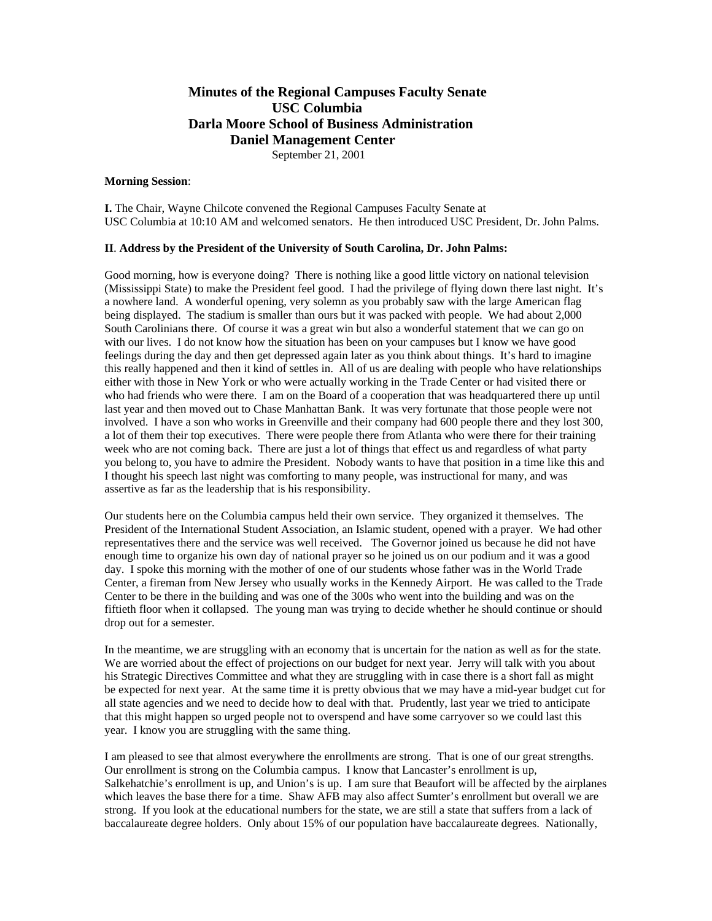# Minutes of the Regional Campuses Faculty Senate
## USC Columbia
## Darla Moore School of Business Administration
## Daniel Management Center

September 21, 2001

**Morning Session**:

**I.** The Chair, Wayne Chilcote convened the Regional Campuses Faculty Senate at USC Columbia at 10:10 AM and welcomed senators. He then introduced USC President, Dr. John Palms.

**II**. **Address by the President of the University of South Carolina, Dr. John Palms:**

Good morning, how is everyone doing? There is nothing like a good little victory on national television (Mississippi State) to make the President feel good. I had the privilege of flying down there last night. It's a nowhere land. A wonderful opening, very solemn as you probably saw with the large American flag being displayed. The stadium is smaller than ours but it was packed with people. We had about 2,000 South Carolinians there. Of course it was a great win but also a wonderful statement that we can go on with our lives. I do not know how the situation has been on your campuses but I know we have good feelings during the day and then get depressed again later as you think about things. It's hard to imagine this really happened and then it kind of settles in. All of us are dealing with people who have relationships either with those in New York or who were actually working in the Trade Center or had visited there or who had friends who were there. I am on the Board of a cooperation that was headquartered there up until last year and then moved out to Chase Manhattan Bank. It was very fortunate that those people were not involved. I have a son who works in Greenville and their company had 600 people there and they lost 300, a lot of them their top executives. There were people there from Atlanta who were there for their training week who are not coming back. There are just a lot of things that effect us and regardless of what party you belong to, you have to admire the President. Nobody wants to have that position in a time like this and I thought his speech last night was comforting to many people, was instructional for many, and was assertive as far as the leadership that is his responsibility.

Our students here on the Columbia campus held their own service. They organized it themselves. The President of the International Student Association, an Islamic student, opened with a prayer. We had other representatives there and the service was well received. The Governor joined us because he did not have enough time to organize his own day of national prayer so he joined us on our podium and it was a good day. I spoke this morning with the mother of one of our students whose father was in the World Trade Center, a fireman from New Jersey who usually works in the Kennedy Airport. He was called to the Trade Center to be there in the building and was one of the 300s who went into the building and was on the fiftieth floor when it collapsed. The young man was trying to decide whether he should continue or should drop out for a semester.

In the meantime, we are struggling with an economy that is uncertain for the nation as well as for the state. We are worried about the effect of projections on our budget for next year. Jerry will talk with you about his Strategic Directives Committee and what they are struggling with in case there is a short fall as might be expected for next year. At the same time it is pretty obvious that we may have a mid-year budget cut for all state agencies and we need to decide how to deal with that. Prudently, last year we tried to anticipate that this might happen so urged people not to overspend and have some carryover so we could last this year. I know you are struggling with the same thing.

I am pleased to see that almost everywhere the enrollments are strong. That is one of our great strengths. Our enrollment is strong on the Columbia campus. I know that Lancaster's enrollment is up, Salkehatchie's enrollment is up, and Union's is up. I am sure that Beaufort will be affected by the airplanes which leaves the base there for a time. Shaw AFB may also affect Sumter's enrollment but overall we are strong. If you look at the educational numbers for the state, we are still a state that suffers from a lack of baccalaureate degree holders. Only about 15% of our population have baccalaureate degrees. Nationally,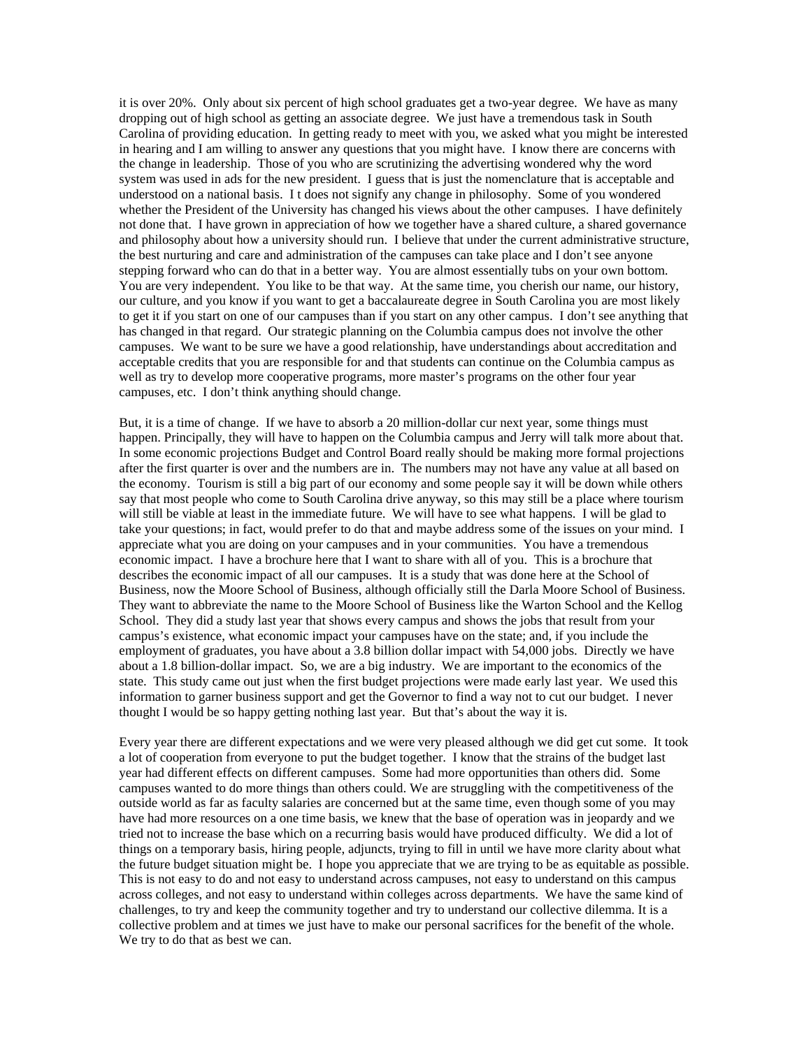it is over 20%. Only about six percent of high school graduates get a two-year degree. We have as many dropping out of high school as getting an associate degree. We just have a tremendous task in South Carolina of providing education. In getting ready to meet with you, we asked what you might be interested in hearing and I am willing to answer any questions that you might have. I know there are concerns with the change in leadership. Those of you who are scrutinizing the advertising wondered why the word system was used in ads for the new president. I guess that is just the nomenclature that is acceptable and understood on a national basis. I t does not signify any change in philosophy. Some of you wondered whether the President of the University has changed his views about the other campuses. I have definitely not done that. I have grown in appreciation of how we together have a shared culture, a shared governance and philosophy about how a university should run. I believe that under the current administrative structure, the best nurturing and care and administration of the campuses can take place and I don't see anyone stepping forward who can do that in a better way. You are almost essentially tubs on your own bottom. You are very independent. You like to be that way. At the same time, you cherish our name, our history, our culture, and you know if you want to get a baccalaureate degree in South Carolina you are most likely to get it if you start on one of our campuses than if you start on any other campus. I don't see anything that has changed in that regard. Our strategic planning on the Columbia campus does not involve the other campuses. We want to be sure we have a good relationship, have understandings about accreditation and acceptable credits that you are responsible for and that students can continue on the Columbia campus as well as try to develop more cooperative programs, more master's programs on the other four year campuses, etc. I don't think anything should change.

But, it is a time of change. If we have to absorb a 20 million-dollar cur next year, some things must happen. Principally, they will have to happen on the Columbia campus and Jerry will talk more about that. In some economic projections Budget and Control Board really should be making more formal projections after the first quarter is over and the numbers are in. The numbers may not have any value at all based on the economy. Tourism is still a big part of our economy and some people say it will be down while others say that most people who come to South Carolina drive anyway, so this may still be a place where tourism will still be viable at least in the immediate future. We will have to see what happens. I will be glad to take your questions; in fact, would prefer to do that and maybe address some of the issues on your mind. I appreciate what you are doing on your campuses and in your communities. You have a tremendous economic impact. I have a brochure here that I want to share with all of you. This is a brochure that describes the economic impact of all our campuses. It is a study that was done here at the School of Business, now the Moore School of Business, although officially still the Darla Moore School of Business. They want to abbreviate the name to the Moore School of Business like the Warton School and the Kellog School. They did a study last year that shows every campus and shows the jobs that result from your campus's existence, what economic impact your campuses have on the state; and, if you include the employment of graduates, you have about a 3.8 billion dollar impact with 54,000 jobs. Directly we have about a 1.8 billion-dollar impact. So, we are a big industry. We are important to the economics of the state. This study came out just when the first budget projections were made early last year. We used this information to garner business support and get the Governor to find a way not to cut our budget. I never thought I would be so happy getting nothing last year. But that's about the way it is.

Every year there are different expectations and we were very pleased although we did get cut some. It took a lot of cooperation from everyone to put the budget together. I know that the strains of the budget last year had different effects on different campuses. Some had more opportunities than others did. Some campuses wanted to do more things than others could. We are struggling with the competitiveness of the outside world as far as faculty salaries are concerned but at the same time, even though some of you may have had more resources on a one time basis, we knew that the base of operation was in jeopardy and we tried not to increase the base which on a recurring basis would have produced difficulty. We did a lot of things on a temporary basis, hiring people, adjuncts, trying to fill in until we have more clarity about what the future budget situation might be. I hope you appreciate that we are trying to be as equitable as possible. This is not easy to do and not easy to understand across campuses, not easy to understand on this campus across colleges, and not easy to understand within colleges across departments. We have the same kind of challenges, to try and keep the community together and try to understand our collective dilemma. It is a collective problem and at times we just have to make our personal sacrifices for the benefit of the whole. We try to do that as best we can.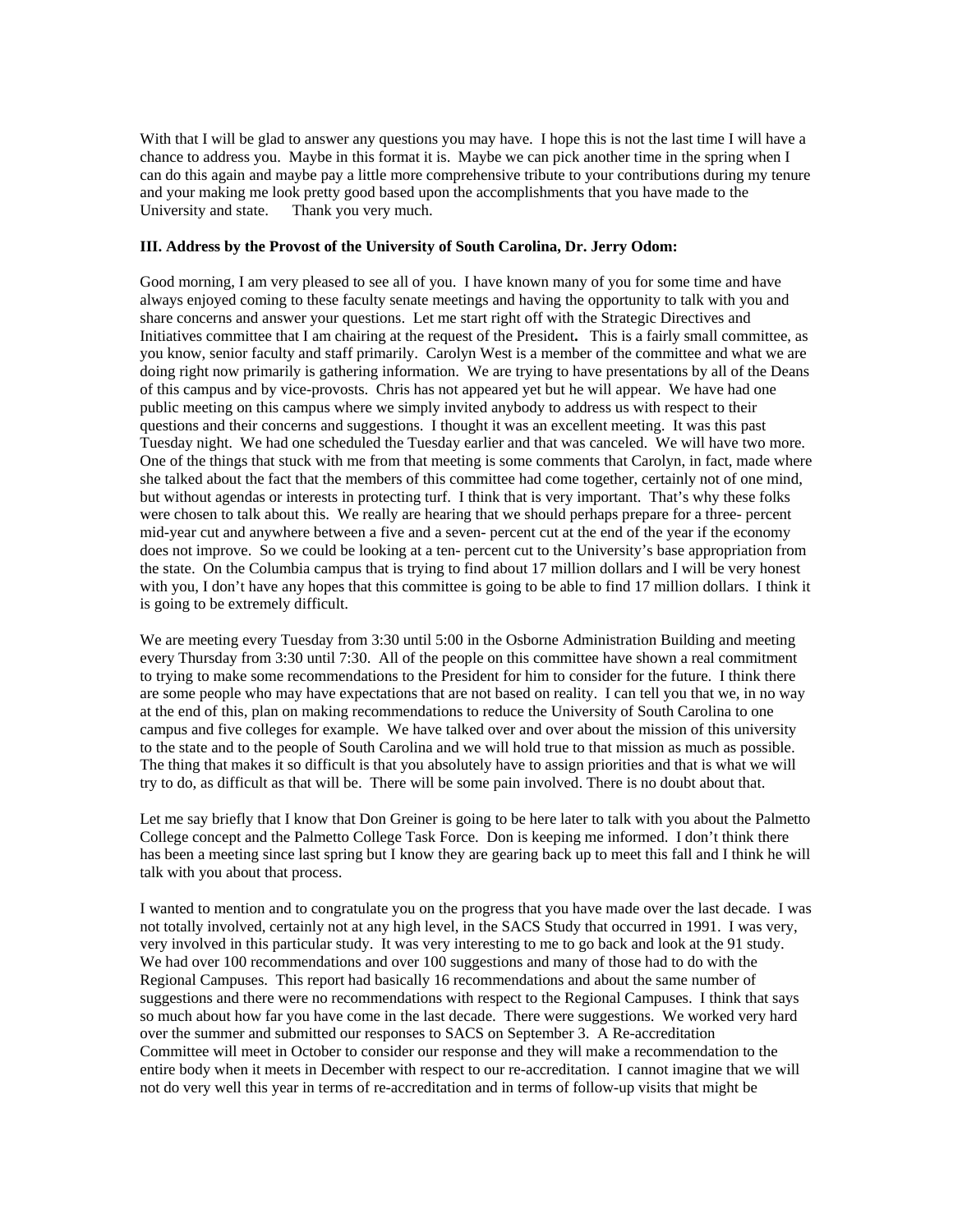With that I will be glad to answer any questions you may have. I hope this is not the last time I will have a chance to address you. Maybe in this format it is. Maybe we can pick another time in the spring when I can do this again and maybe pay a little more comprehensive tribute to your contributions during my tenure and your making me look pretty good based upon the accomplishments that you have made to the University and state. Thank you very much.

**III. Address by the Provost of the University of South Carolina, Dr. Jerry Odom:**

Good morning, I am very pleased to see all of you. I have known many of you for some time and have always enjoyed coming to these faculty senate meetings and having the opportunity to talk with you and share concerns and answer your questions. Let me start right off with the Strategic Directives and Initiatives committee that I am chairing at the request of the President. This is a fairly small committee, as you know, senior faculty and staff primarily. Carolyn West is a member of the committee and what we are doing right now primarily is gathering information. We are trying to have presentations by all of the Deans of this campus and by vice-provosts. Chris has not appeared yet but he will appear. We have had one public meeting on this campus where we simply invited anybody to address us with respect to their questions and their concerns and suggestions. I thought it was an excellent meeting. It was this past Tuesday night. We had one scheduled the Tuesday earlier and that was canceled. We will have two more. One of the things that stuck with me from that meeting is some comments that Carolyn, in fact, made where she talked about the fact that the members of this committee had come together, certainly not of one mind, but without agendas or interests in protecting turf. I think that is very important. That's why these folks were chosen to talk about this. We really are hearing that we should perhaps prepare for a three- percent mid-year cut and anywhere between a five and a seven- percent cut at the end of the year if the economy does not improve. So we could be looking at a ten- percent cut to the University's base appropriation from the state. On the Columbia campus that is trying to find about 17 million dollars and I will be very honest with you, I don't have any hopes that this committee is going to be able to find 17 million dollars. I think it is going to be extremely difficult.

We are meeting every Tuesday from 3:30 until 5:00 in the Osborne Administration Building and meeting every Thursday from 3:30 until 7:30. All of the people on this committee have shown a real commitment to trying to make some recommendations to the President for him to consider for the future. I think there are some people who may have expectations that are not based on reality. I can tell you that we, in no way at the end of this, plan on making recommendations to reduce the University of South Carolina to one campus and five colleges for example. We have talked over and over about the mission of this university to the state and to the people of South Carolina and we will hold true to that mission as much as possible. The thing that makes it so difficult is that you absolutely have to assign priorities and that is what we will try to do, as difficult as that will be. There will be some pain involved. There is no doubt about that.

Let me say briefly that I know that Don Greiner is going to be here later to talk with you about the Palmetto College concept and the Palmetto College Task Force. Don is keeping me informed. I don't think there has been a meeting since last spring but I know they are gearing back up to meet this fall and I think he will talk with you about that process.

I wanted to mention and to congratulate you on the progress that you have made over the last decade. I was not totally involved, certainly not at any high level, in the SACS Study that occurred in 1991. I was very, very involved in this particular study. It was very interesting to me to go back and look at the 91 study. We had over 100 recommendations and over 100 suggestions and many of those had to do with the Regional Campuses. This report had basically 16 recommendations and about the same number of suggestions and there were no recommendations with respect to the Regional Campuses. I think that says so much about how far you have come in the last decade. There were suggestions. We worked very hard over the summer and submitted our responses to SACS on September 3. A Re-accreditation Committee will meet in October to consider our response and they will make a recommendation to the entire body when it meets in December with respect to our re-accreditation. I cannot imagine that we will not do very well this year in terms of re-accreditation and in terms of follow-up visits that might be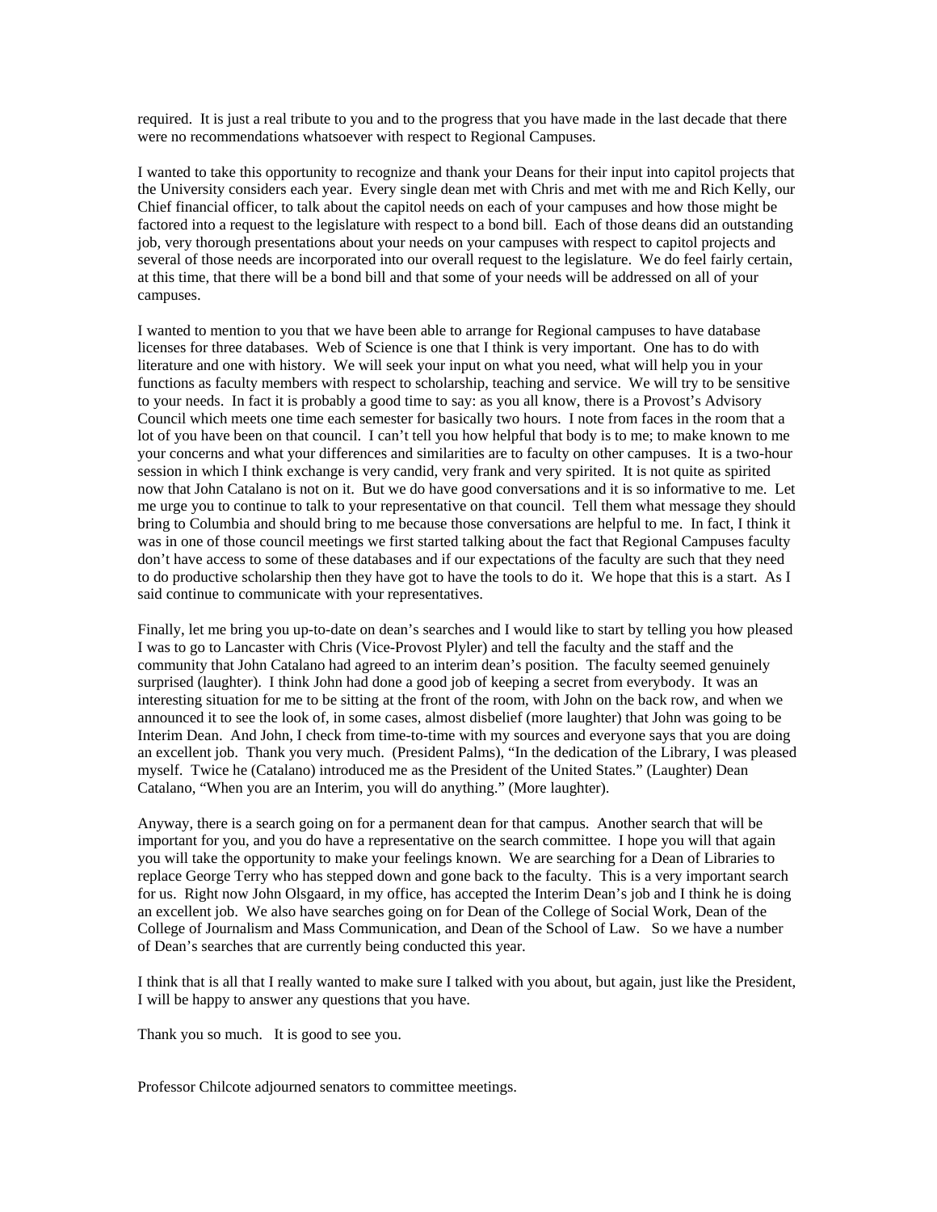required. It is just a real tribute to you and to the progress that you have made in the last decade that there were no recommendations whatsoever with respect to Regional Campuses.

I wanted to take this opportunity to recognize and thank your Deans for their input into capitol projects that the University considers each year. Every single dean met with Chris and met with me and Rich Kelly, our Chief financial officer, to talk about the capitol needs on each of your campuses and how those might be factored into a request to the legislature with respect to a bond bill. Each of those deans did an outstanding job, very thorough presentations about your needs on your campuses with respect to capitol projects and several of those needs are incorporated into our overall request to the legislature. We do feel fairly certain, at this time, that there will be a bond bill and that some of your needs will be addressed on all of your campuses.

I wanted to mention to you that we have been able to arrange for Regional campuses to have database licenses for three databases. Web of Science is one that I think is very important. One has to do with literature and one with history. We will seek your input on what you need, what will help you in your functions as faculty members with respect to scholarship, teaching and service. We will try to be sensitive to your needs. In fact it is probably a good time to say: as you all know, there is a Provost's Advisory Council which meets one time each semester for basically two hours. I note from faces in the room that a lot of you have been on that council. I can't tell you how helpful that body is to me; to make known to me your concerns and what your differences and similarities are to faculty on other campuses. It is a two-hour session in which I think exchange is very candid, very frank and very spirited. It is not quite as spirited now that John Catalano is not on it. But we do have good conversations and it is so informative to me. Let me urge you to continue to talk to your representative on that council. Tell them what message they should bring to Columbia and should bring to me because those conversations are helpful to me. In fact, I think it was in one of those council meetings we first started talking about the fact that Regional Campuses faculty don't have access to some of these databases and if our expectations of the faculty are such that they need to do productive scholarship then they have got to have the tools to do it. We hope that this is a start. As I said continue to communicate with your representatives.

Finally, let me bring you up-to-date on dean's searches and I would like to start by telling you how pleased I was to go to Lancaster with Chris (Vice-Provost Plyler) and tell the faculty and the staff and the community that John Catalano had agreed to an interim dean's position. The faculty seemed genuinely surprised (laughter). I think John had done a good job of keeping a secret from everybody. It was an interesting situation for me to be sitting at the front of the room, with John on the back row, and when we announced it to see the look of, in some cases, almost disbelief (more laughter) that John was going to be Interim Dean. And John, I check from time-to-time with my sources and everyone says that you are doing an excellent job. Thank you very much. (President Palms), "In the dedication of the Library, I was pleased myself. Twice he (Catalano) introduced me as the President of the United States." (Laughter) Dean Catalano, "When you are an Interim, you will do anything." (More laughter).

Anyway, there is a search going on for a permanent dean for that campus. Another search that will be important for you, and you do have a representative on the search committee. I hope you will that again you will take the opportunity to make your feelings known. We are searching for a Dean of Libraries to replace George Terry who has stepped down and gone back to the faculty. This is a very important search for us. Right now John Olsgaard, in my office, has accepted the Interim Dean's job and I think he is doing an excellent job. We also have searches going on for Dean of the College of Social Work, Dean of the College of Journalism and Mass Communication, and Dean of the School of Law. So we have a number of Dean's searches that are currently being conducted this year.

I think that is all that I really wanted to make sure I talked with you about, but again, just like the President, I will be happy to answer any questions that you have.

Thank you so much. It is good to see you.

Professor Chilcote adjourned senators to committee meetings.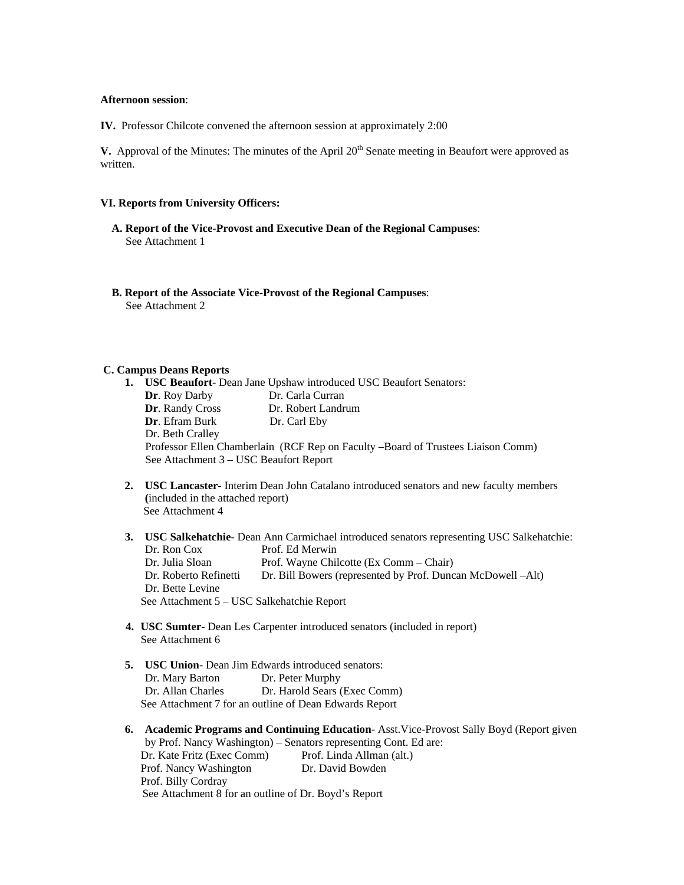**Afternoon session**:

**IV.** Professor Chilcote convened the afternoon session at approximately 2:00

**V.** Approval of the Minutes: The minutes of the April 20th Senate meeting in Beaufort were approved as written.

**VI. Reports from University Officers:**

**A. Report of the Vice-Provost and Executive Dean of the Regional Campuses**: See Attachment 1

**B. Report of the Associate Vice-Provost of the Regional Campuses**: See Attachment 2

**C. Campus Deans Reports**

1. **USC Beaufort**- Dean Jane Upshaw introduced USC Beaufort Senators:
   **Dr**. Roy Darby — Dr. Carla Curran
   **Dr**. Randy Cross — Dr. Robert Landrum
   **Dr**. Efram Burk — Dr. Carl Eby
   Dr. Beth Cralley
   Professor Ellen Chamberlain (RCF Rep on Faculty –Board of Trustees Liaison Comm)
   See Attachment 3 – USC Beaufort Report

2. **USC Lancaster**- Interim Dean John Catalano introduced senators and new faculty members **(**included in the attached report)
   See Attachment 4

3. **USC Salkehatchie**- Dean Ann Carmichael introduced senators representing USC Salkehatchie:
   Dr. Ron Cox — Prof. Ed Merwin
   Dr. Julia Sloan — Prof. Wayne Chilcotte (Ex Comm – Chair)
   Dr. Roberto Refinetti — Dr. Bill Bowers (represented by Prof. Duncan McDowell –Alt)
   Dr. Bette Levine
   See Attachment 5 – USC Salkehatchie Report

4. **USC Sumter**- Dean Les Carpenter introduced senators (included in report)
   See Attachment 6

5. **USC Union**- Dean Jim Edwards introduced senators:
   Dr. Mary Barton — Dr. Peter Murphy
   Dr. Allan Charles — Dr. Harold Sears (Exec Comm)
   See Attachment 7 for an outline of Dean Edwards Report

6. **Academic Programs and Continuing Education**- Asst.Vice-Provost Sally Boyd (Report given by Prof. Nancy Washington) – Senators representing Cont. Ed are:
   Dr. Kate Fritz (Exec Comm) — Prof. Linda Allman (alt.)
   Prof. Nancy Washington — Dr. David Bowden
   Prof. Billy Cordray
   See Attachment 8 for an outline of Dr. Boyd's Report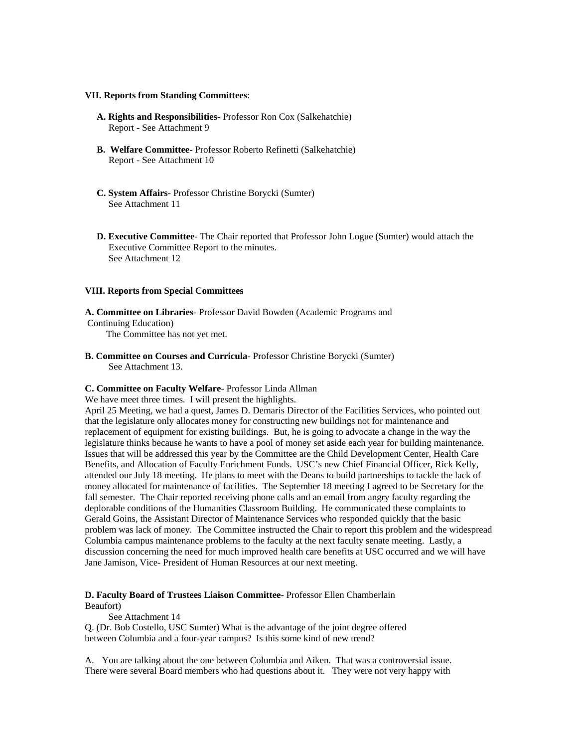**VII. Reports from Standing Committees**:

**A. Rights and Responsibilities**- Professor Ron Cox (Salkehatchie)
Report - See Attachment 9

**B. Welfare Committee**- Professor Roberto Refinetti (Salkehatchie)
Report - See Attachment 10

**C. System Affairs**- Professor Christine Borycki (Sumter)
See Attachment 11

**D. Executive Committee**- The Chair reported that Professor John Logue (Sumter) would attach the Executive Committee Report to the minutes.
See Attachment 12

**VIII. Reports from Special Committees**

**A. Committee on Libraries**- Professor David Bowden (Academic Programs and Continuing Education)
The Committee has not yet met.

**B. Committee on Courses and Curricula**- Professor Christine Borycki (Sumter)
See Attachment 13.

**C. Committee on Faculty Welfare**- Professor Linda Allman

We have meet three times. I will present the highlights.

April 25 Meeting, we had a quest, James D. Demaris Director of the Facilities Services, who pointed out that the legislature only allocates money for constructing new buildings not for maintenance and replacement of equipment for existing buildings. But, he is going to advocate a change in the way the legislature thinks because he wants to have a pool of money set aside each year for building maintenance. Issues that will be addressed this year by the Committee are the Child Development Center, Health Care Benefits, and Allocation of Faculty Enrichment Funds. USC's new Chief Financial Officer, Rick Kelly, attended our July 18 meeting. He plans to meet with the Deans to build partnerships to tackle the lack of money allocated for maintenance of facilities. The September 18 meeting I agreed to be Secretary for the fall semester. The Chair reported receiving phone calls and an email from angry faculty regarding the deplorable conditions of the Humanities Classroom Building. He communicated these complaints to Gerald Goins, the Assistant Director of Maintenance Services who responded quickly that the basic problem was lack of money. The Committee instructed the Chair to report this problem and the widespread Columbia campus maintenance problems to the faculty at the next faculty senate meeting. Lastly, a discussion concerning the need for much improved health care benefits at USC occurred and we will have Jane Jamison, Vice- President of Human Resources at our next meeting.

**D. Faculty Board of Trustees Liaison Committee**- Professor Ellen Chamberlain Beaufort)
See Attachment 14

Q. (Dr. Bob Costello, USC Sumter) What is the advantage of the joint degree offered between Columbia and a four-year campus? Is this some kind of new trend?

A. You are talking about the one between Columbia and Aiken. That was a controversial issue. There were several Board members who had questions about it. They were not very happy with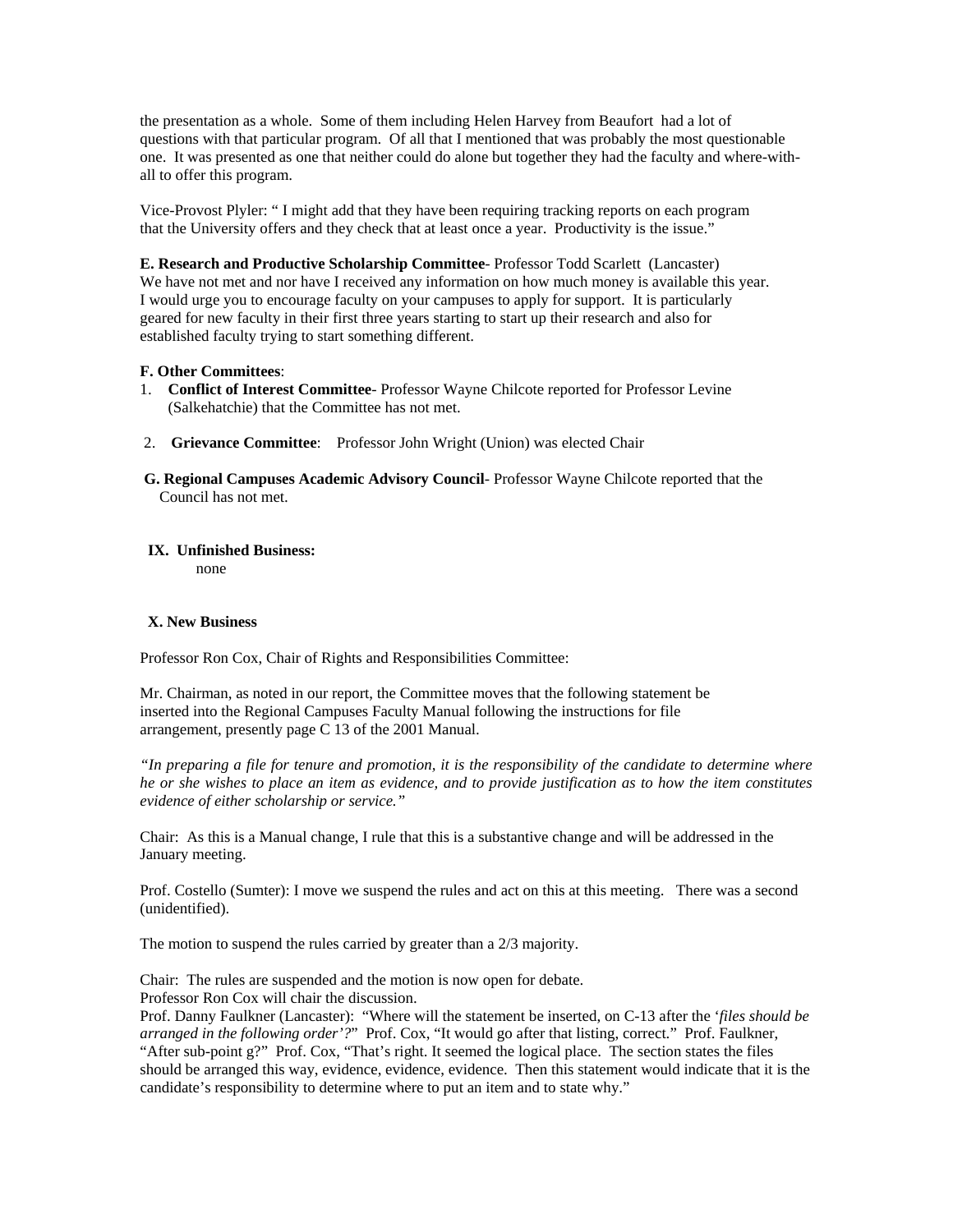the presentation as a whole. Some of them including Helen Harvey from Beaufort had a lot of questions with that particular program. Of all that I mentioned that was probably the most questionable one. It was presented as one that neither could do alone but together they had the faculty and where-with-all to offer this program.

Vice-Provost Plyler: " I might add that they have been requiring tracking reports on each program that the University offers and they check that at least once a year. Productivity is the issue."

**E. Research and Productive Scholarship Committee**- Professor Todd Scarlett (Lancaster)
We have not met and nor have I received any information on how much money is available this year. I would urge you to encourage faculty on your campuses to apply for support. It is particularly geared for new faculty in their first three years starting to start up their research and also for established faculty trying to start something different.

**F. Other Committees**:

1. **Conflict of Interest Committee**- Professor Wayne Chilcote reported for Professor Levine (Salkehatchie) that the Committee has not met.
2. **Grievance Committee**: Professor John Wright (Union) was elected Chair

**G. Regional Campuses Academic Advisory Council**- Professor Wayne Chilcote reported that the Council has not met.

**IX. Unfinished Business:**
none

**X. New Business**

Professor Ron Cox, Chair of Rights and Responsibilities Committee:

Mr. Chairman, as noted in our report, the Committee moves that the following statement be inserted into the Regional Campuses Faculty Manual following the instructions for file arrangement, presently page C 13 of the 2001 Manual.

*"In preparing a file for tenure and promotion, it is the responsibility of the candidate to determine where he or she wishes to place an item as evidence, and to provide justification as to how the item constitutes evidence of either scholarship or service."*

Chair: As this is a Manual change, I rule that this is a substantive change and will be addressed in the January meeting.

Prof. Costello (Sumter): I move we suspend the rules and act on this at this meeting. There was a second (unidentified).

The motion to suspend the rules carried by greater than a 2/3 majority.

Chair: The rules are suspended and the motion is now open for debate.
Professor Ron Cox will chair the discussion.
Prof. Danny Faulkner (Lancaster): "Where will the statement be inserted, on C-13 after the '*files should be arranged in the following order'?*" Prof. Cox, "It would go after that listing, correct." Prof. Faulkner, "After sub-point g?" Prof. Cox, "That's right. It seemed the logical place. The section states the files should be arranged this way, evidence, evidence, evidence. Then this statement would indicate that it is the candidate's responsibility to determine where to put an item and to state why."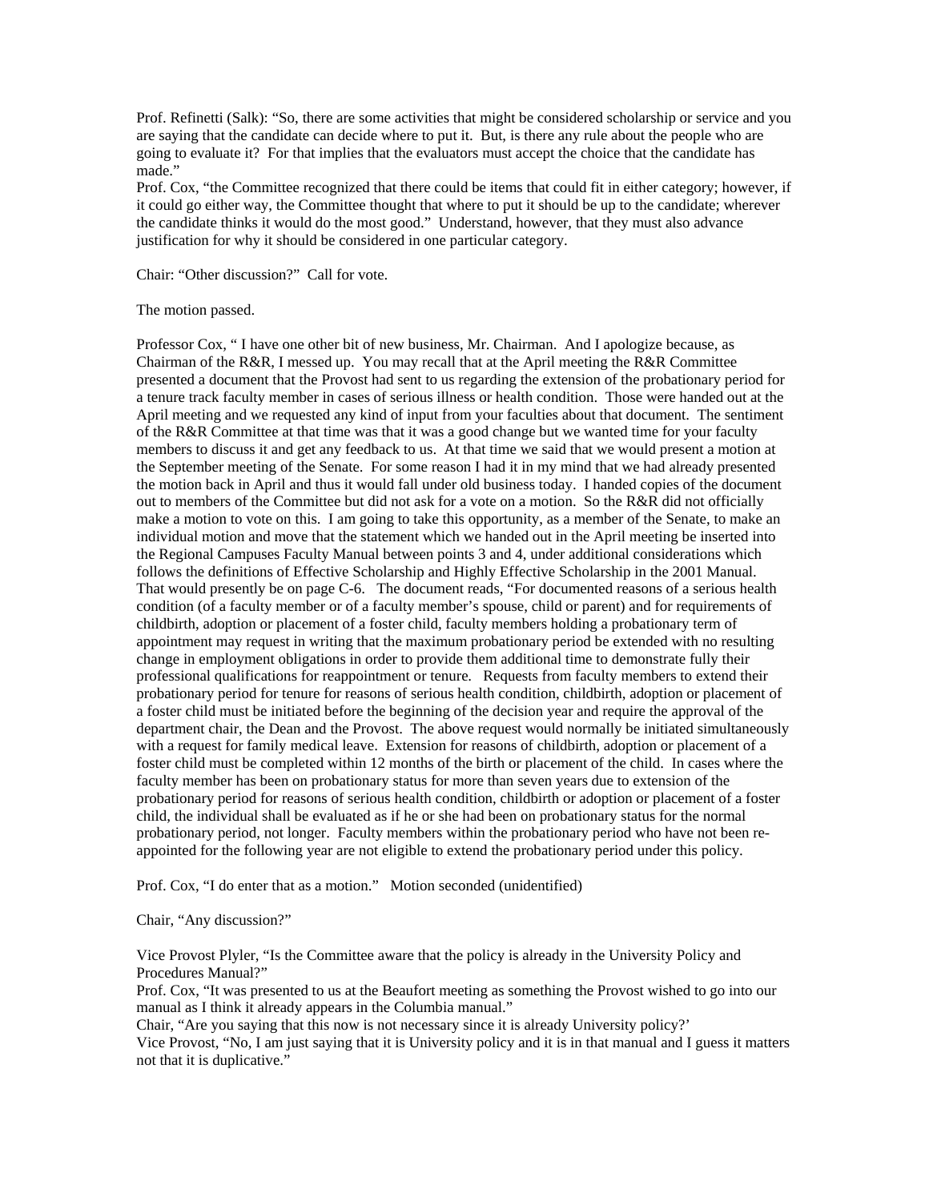Prof. Refinetti (Salk): "So, there are some activities that might be considered scholarship or service and you are saying that the candidate can decide where to put it. But, is there any rule about the people who are going to evaluate it? For that implies that the evaluators must accept the choice that the candidate has made."

Prof. Cox, "the Committee recognized that there could be items that could fit in either category; however, if it could go either way, the Committee thought that where to put it should be up to the candidate; wherever the candidate thinks it would do the most good." Understand, however, that they must also advance justification for why it should be considered in one particular category.

Chair: "Other discussion?" Call for vote.

The motion passed.

Professor Cox, " I have one other bit of new business, Mr. Chairman. And I apologize because, as Chairman of the R&R, I messed up. You may recall that at the April meeting the R&R Committee presented a document that the Provost had sent to us regarding the extension of the probationary period for a tenure track faculty member in cases of serious illness or health condition. Those were handed out at the April meeting and we requested any kind of input from your faculties about that document. The sentiment of the R&R Committee at that time was that it was a good change but we wanted time for your faculty members to discuss it and get any feedback to us. At that time we said that we would present a motion at the September meeting of the Senate. For some reason I had it in my mind that we had already presented the motion back in April and thus it would fall under old business today. I handed copies of the document out to members of the Committee but did not ask for a vote on a motion. So the R&R did not officially make a motion to vote on this. I am going to take this opportunity, as a member of the Senate, to make an individual motion and move that the statement which we handed out in the April meeting be inserted into the Regional Campuses Faculty Manual between points 3 and 4, under additional considerations which follows the definitions of Effective Scholarship and Highly Effective Scholarship in the 2001 Manual. That would presently be on page C-6. The document reads, "For documented reasons of a serious health condition (of a faculty member or of a faculty member's spouse, child or parent) and for requirements of childbirth, adoption or placement of a foster child, faculty members holding a probationary term of appointment may request in writing that the maximum probationary period be extended with no resulting change in employment obligations in order to provide them additional time to demonstrate fully their professional qualifications for reappointment or tenure. Requests from faculty members to extend their probationary period for tenure for reasons of serious health condition, childbirth, adoption or placement of a foster child must be initiated before the beginning of the decision year and require the approval of the department chair, the Dean and the Provost. The above request would normally be initiated simultaneously with a request for family medical leave. Extension for reasons of childbirth, adoption or placement of a foster child must be completed within 12 months of the birth or placement of the child. In cases where the faculty member has been on probationary status for more than seven years due to extension of the probationary period for reasons of serious health condition, childbirth or adoption or placement of a foster child, the individual shall be evaluated as if he or she had been on probationary status for the normal probationary period, not longer. Faculty members within the probationary period who have not been re-appointed for the following year are not eligible to extend the probationary period under this policy.

Prof. Cox, "I do enter that as a motion." Motion seconded (unidentified)

Chair, "Any discussion?"

Vice Provost Plyler, "Is the Committee aware that the policy is already in the University Policy and Procedures Manual?"

Prof. Cox, "It was presented to us at the Beaufort meeting as something the Provost wished to go into our manual as I think it already appears in the Columbia manual."

Chair, "Are you saying that this now is not necessary since it is already University policy?'

Vice Provost, "No, I am just saying that it is University policy and it is in that manual and I guess it matters not that it is duplicative."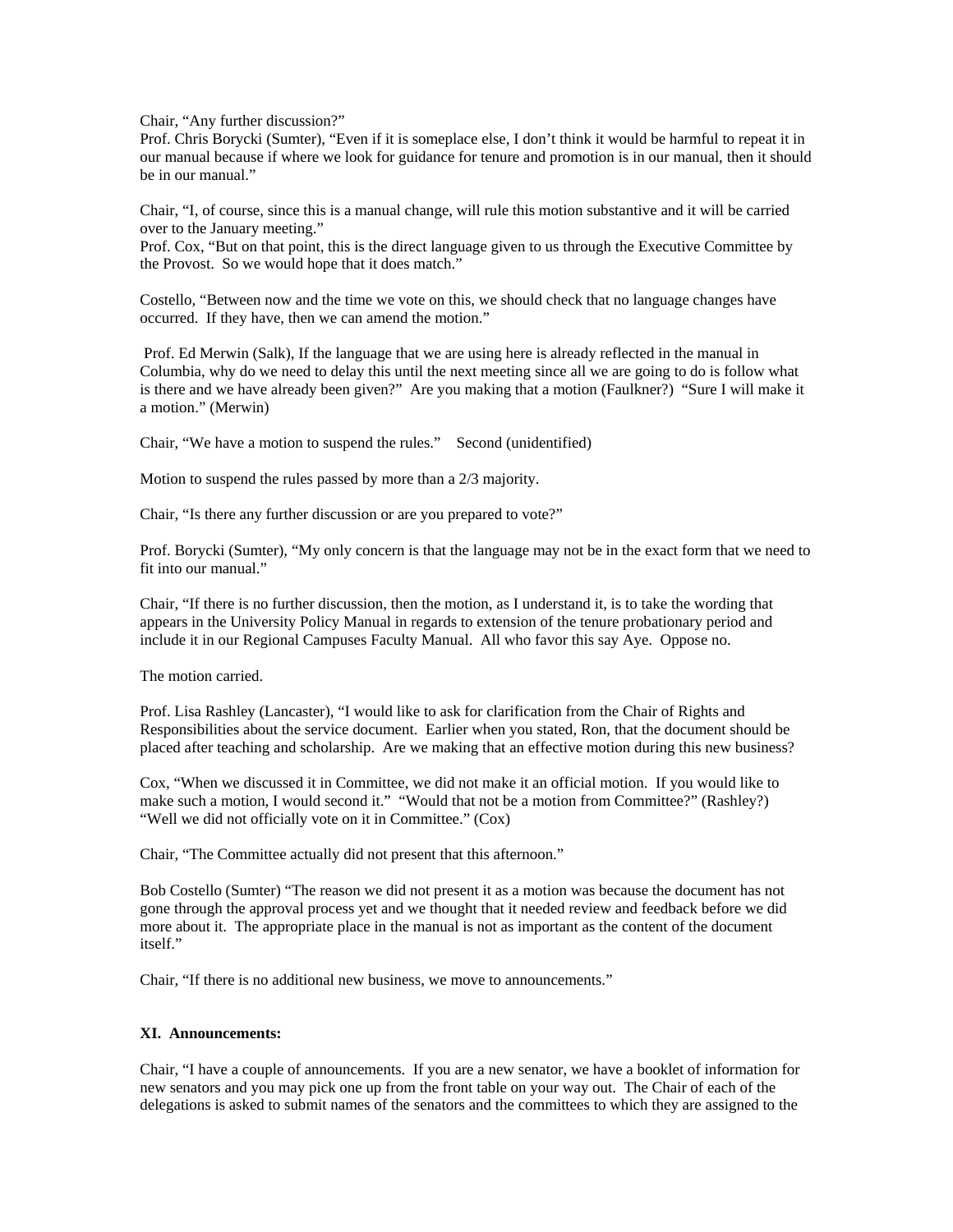Chair, "Any further discussion?"
Prof. Chris Borycki (Sumter), "Even if it is someplace else, I don't think it would be harmful to repeat it in our manual because if where we look for guidance for tenure and promotion is in our manual, then it should be in our manual."

Chair, "I, of course, since this is a manual change, will rule this motion substantive and it will be carried over to the January meeting."
Prof. Cox, "But on that point, this is the direct language given to us through the Executive Committee by the Provost. So we would hope that it does match."

Costello, "Between now and the time we vote on this, we should check that no language changes have occurred. If they have, then we can amend the motion."

Prof. Ed Merwin (Salk), If the language that we are using here is already reflected in the manual in Columbia, why do we need to delay this until the next meeting since all we are going to do is follow what is there and we have already been given?" Are you making that a motion (Faulkner?) "Sure I will make it a motion." (Merwin)

Chair, "We have a motion to suspend the rules." Second (unidentified)

Motion to suspend the rules passed by more than a 2/3 majority.

Chair, "Is there any further discussion or are you prepared to vote?"

Prof. Borycki (Sumter), "My only concern is that the language may not be in the exact form that we need to fit into our manual."

Chair, "If there is no further discussion, then the motion, as I understand it, is to take the wording that appears in the University Policy Manual in regards to extension of the tenure probationary period and include it in our Regional Campuses Faculty Manual. All who favor this say Aye. Oppose no.

The motion carried.

Prof. Lisa Rashley (Lancaster), "I would like to ask for clarification from the Chair of Rights and Responsibilities about the service document. Earlier when you stated, Ron, that the document should be placed after teaching and scholarship. Are we making that an effective motion during this new business?

Cox, "When we discussed it in Committee, we did not make it an official motion. If you would like to make such a motion, I would second it." "Would that not be a motion from Committee?" (Rashley?) "Well we did not officially vote on it in Committee." (Cox)

Chair, "The Committee actually did not present that this afternoon."

Bob Costello (Sumter) "The reason we did not present it as a motion was because the document has not gone through the approval process yet and we thought that it needed review and feedback before we did more about it. The appropriate place in the manual is not as important as the content of the document itself."

Chair, "If there is no additional new business, we move to announcements."

**XI. Announcements:**

Chair, "I have a couple of announcements. If you are a new senator, we have a booklet of information for new senators and you may pick one up from the front table on your way out. The Chair of each of the delegations is asked to submit names of the senators and the committees to which they are assigned to the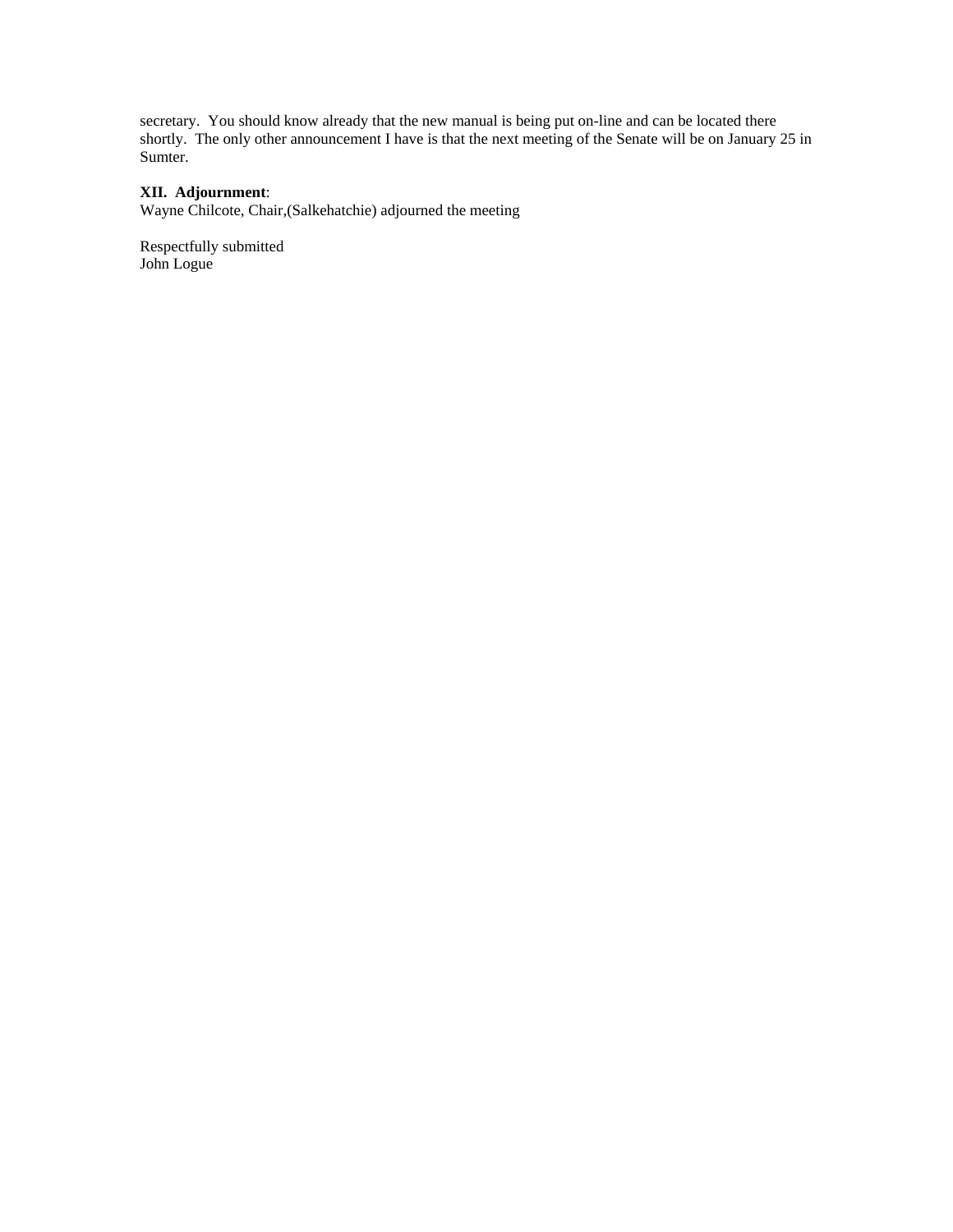secretary. You should know already that the new manual is being put on-line and can be located there shortly. The only other announcement I have is that the next meeting of the Senate will be on January 25 in Sumter.

**XII. Adjournment**:
Wayne Chilcote, Chair,(Salkehatchie) adjourned the meeting

Respectfully submitted
John Logue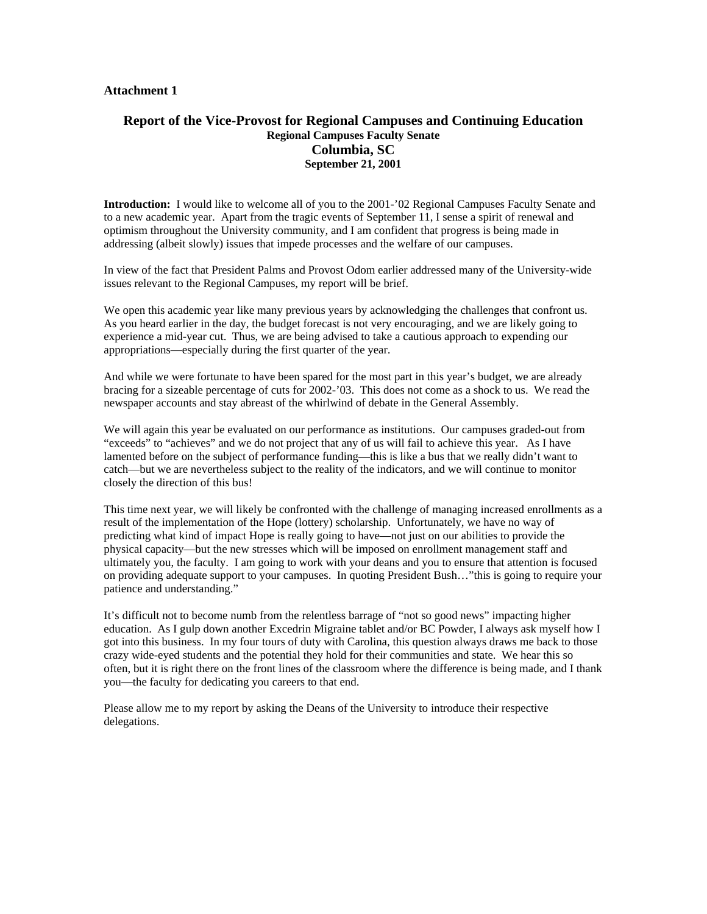**Attachment 1**

# Report of the Vice-Provost for Regional Campuses and Continuing Education

**Regional Campuses Faculty Senate**

**Columbia, SC**

**September 21, 2001**

**Introduction:** I would like to welcome all of you to the 2001-'02 Regional Campuses Faculty Senate and to a new academic year. Apart from the tragic events of September 11, I sense a spirit of renewal and optimism throughout the University community, and I am confident that progress is being made in addressing (albeit slowly) issues that impede processes and the welfare of our campuses.

In view of the fact that President Palms and Provost Odom earlier addressed many of the University-wide issues relevant to the Regional Campuses, my report will be brief.

We open this academic year like many previous years by acknowledging the challenges that confront us. As you heard earlier in the day, the budget forecast is not very encouraging, and we are likely going to experience a mid-year cut. Thus, we are being advised to take a cautious approach to expending our appropriations—especially during the first quarter of the year.

And while we were fortunate to have been spared for the most part in this year's budget, we are already bracing for a sizeable percentage of cuts for 2002-'03. This does not come as a shock to us. We read the newspaper accounts and stay abreast of the whirlwind of debate in the General Assembly.

We will again this year be evaluated on our performance as institutions. Our campuses graded-out from "exceeds" to "achieves" and we do not project that any of us will fail to achieve this year. As I have lamented before on the subject of performance funding—this is like a bus that we really didn't want to catch—but we are nevertheless subject to the reality of the indicators, and we will continue to monitor closely the direction of this bus!

This time next year, we will likely be confronted with the challenge of managing increased enrollments as a result of the implementation of the Hope (lottery) scholarship. Unfortunately, we have no way of predicting what kind of impact Hope is really going to have—not just on our abilities to provide the physical capacity—but the new stresses which will be imposed on enrollment management staff and ultimately you, the faculty. I am going to work with your deans and you to ensure that attention is focused on providing adequate support to your campuses. In quoting President Bush…"this is going to require your patience and understanding."

It's difficult not to become numb from the relentless barrage of "not so good news" impacting higher education. As I gulp down another Excedrin Migraine tablet and/or BC Powder, I always ask myself how I got into this business. In my four tours of duty with Carolina, this question always draws me back to those crazy wide-eyed students and the potential they hold for their communities and state. We hear this so often, but it is right there on the front lines of the classroom where the difference is being made, and I thank you—the faculty for dedicating you careers to that end.

Please allow me to my report by asking the Deans of the University to introduce their respective delegations.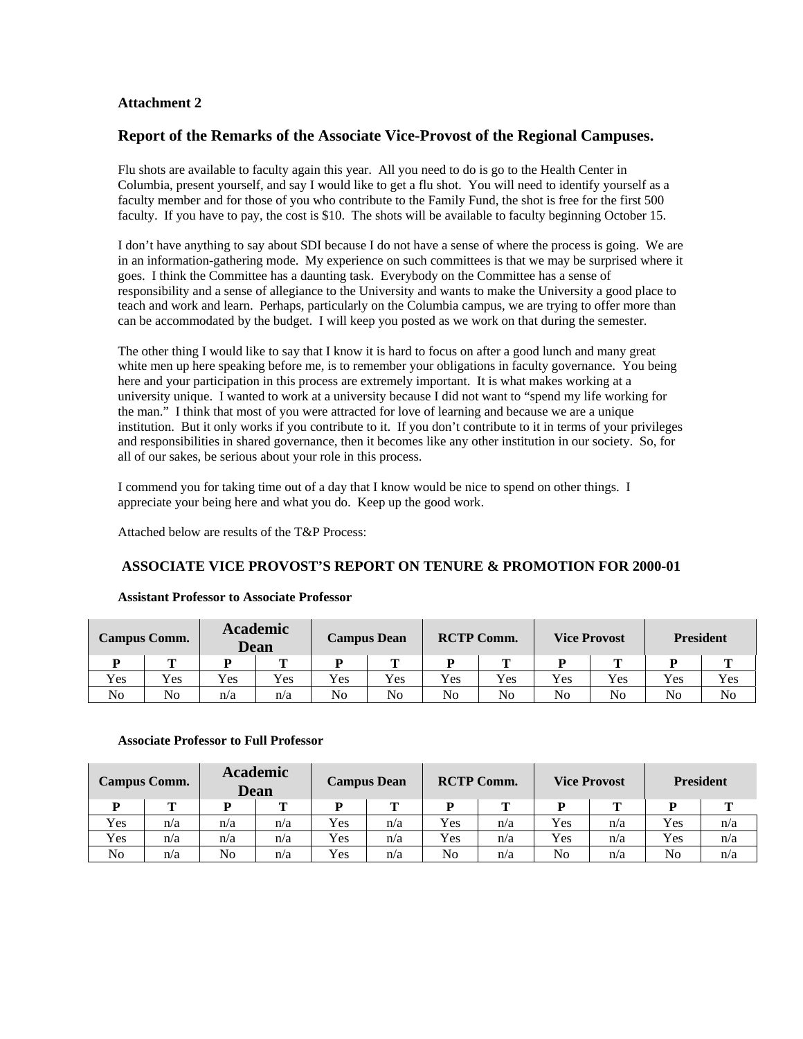**Attachment 2**

## Report of the Remarks of the Associate Vice-Provost of the Regional Campuses.

Flu shots are available to faculty again this year. All you need to do is go to the Health Center in Columbia, present yourself, and say I would like to get a flu shot. You will need to identify yourself as a faculty member and for those of you who contribute to the Family Fund, the shot is free for the first 500 faculty. If you have to pay, the cost is $10. The shots will be available to faculty beginning October 15.

I don't have anything to say about SDI because I do not have a sense of where the process is going. We are in an information-gathering mode. My experience on such committees is that we may be surprised where it goes. I think the Committee has a daunting task. Everybody on the Committee has a sense of responsibility and a sense of allegiance to the University and wants to make the University a good place to teach and work and learn. Perhaps, particularly on the Columbia campus, we are trying to offer more than can be accommodated by the budget. I will keep you posted as we work on that during the semester.

The other thing I would like to say that I know it is hard to focus on after a good lunch and many great white men up here speaking before me, is to remember your obligations in faculty governance. You being here and your participation in this process are extremely important. It is what makes working at a university unique. I wanted to work at a university because I did not want to "spend my life working for the man." I think that most of you were attracted for love of learning and because we are a unique institution. But it only works if you contribute to it. If you don't contribute to it in terms of your privileges and responsibilities in shared governance, then it becomes like any other institution in our society. So, for all of our sakes, be serious about your role in this process.

I commend you for taking time out of a day that I know would be nice to spend on other things. I appreciate your being here and what you do. Keep up the good work.

Attached below are results of the T&P Process:

### ASSOCIATE VICE PROVOST'S REPORT ON TENURE & PROMOTION FOR 2000-01

**Assistant Professor to Associate Professor**

| Campus Comm. | | Academic Dean | | Campus Dean | | RCTP Comm. | | Vice Provost | | President | |
|---|---|---|---|---|---|---|---|---|---|---|---|
| P | T | P | T | P | T | P | T | P | T | P | T |
| Yes | Yes | Yes | Yes | Yes | Yes | Yes | Yes | Yes | Yes | Yes | Yes |
| No | No | n/a | n/a | No | No | No | No | No | No | No | No |

**Associate Professor to Full Professor**

| Campus Comm. | | Academic Dean | | Campus Dean | | RCTP Comm. | | Vice Provost | | President | |
|---|---|---|---|---|---|---|---|---|---|---|---|
| P | T | P | T | P | T | P | T | P | T | P | T |
| Yes | n/a | n/a | n/a | Yes | n/a | Yes | n/a | Yes | n/a | Yes | n/a |
| Yes | n/a | n/a | n/a | Yes | n/a | Yes | n/a | Yes | n/a | Yes | n/a |
| No | n/a | No | n/a | Yes | n/a | No | n/a | No | n/a | No | n/a |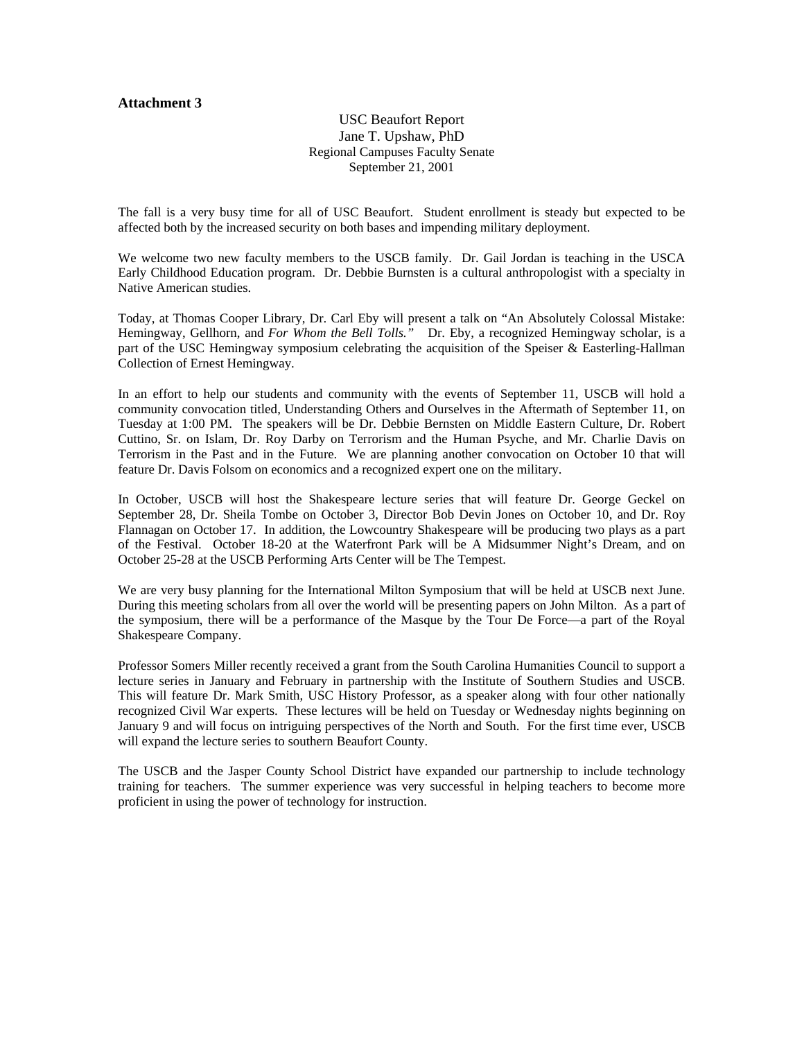**Attachment 3**

USC Beaufort Report
Jane T. Upshaw, PhD
Regional Campuses Faculty Senate
September 21, 2001

The fall is a very busy time for all of USC Beaufort. Student enrollment is steady but expected to be affected both by the increased security on both bases and impending military deployment.

We welcome two new faculty members to the USCB family. Dr. Gail Jordan is teaching in the USCA Early Childhood Education program. Dr. Debbie Burnsten is a cultural anthropologist with a specialty in Native American studies.

Today, at Thomas Cooper Library, Dr. Carl Eby will present a talk on "An Absolutely Colossal Mistake: Hemingway, Gellhorn, and *For Whom the Bell Tolls."* Dr. Eby, a recognized Hemingway scholar, is a part of the USC Hemingway symposium celebrating the acquisition of the Speiser & Easterling-Hallman Collection of Ernest Hemingway.

In an effort to help our students and community with the events of September 11, USCB will hold a community convocation titled, Understanding Others and Ourselves in the Aftermath of September 11, on Tuesday at 1:00 PM. The speakers will be Dr. Debbie Bernsten on Middle Eastern Culture, Dr. Robert Cuttino, Sr. on Islam, Dr. Roy Darby on Terrorism and the Human Psyche, and Mr. Charlie Davis on Terrorism in the Past and in the Future. We are planning another convocation on October 10 that will feature Dr. Davis Folsom on economics and a recognized expert one on the military.

In October, USCB will host the Shakespeare lecture series that will feature Dr. George Geckel on September 28, Dr. Sheila Tombe on October 3, Director Bob Devin Jones on October 10, and Dr. Roy Flannagan on October 17. In addition, the Lowcountry Shakespeare will be producing two plays as a part of the Festival. October 18-20 at the Waterfront Park will be A Midsummer Night's Dream, and on October 25-28 at the USCB Performing Arts Center will be The Tempest.

We are very busy planning for the International Milton Symposium that will be held at USCB next June. During this meeting scholars from all over the world will be presenting papers on John Milton. As a part of the symposium, there will be a performance of the Masque by the Tour De Force—a part of the Royal Shakespeare Company.

Professor Somers Miller recently received a grant from the South Carolina Humanities Council to support a lecture series in January and February in partnership with the Institute of Southern Studies and USCB. This will feature Dr. Mark Smith, USC History Professor, as a speaker along with four other nationally recognized Civil War experts. These lectures will be held on Tuesday or Wednesday nights beginning on January 9 and will focus on intriguing perspectives of the North and South. For the first time ever, USCB will expand the lecture series to southern Beaufort County.

The USCB and the Jasper County School District have expanded our partnership to include technology training for teachers. The summer experience was very successful in helping teachers to become more proficient in using the power of technology for instruction.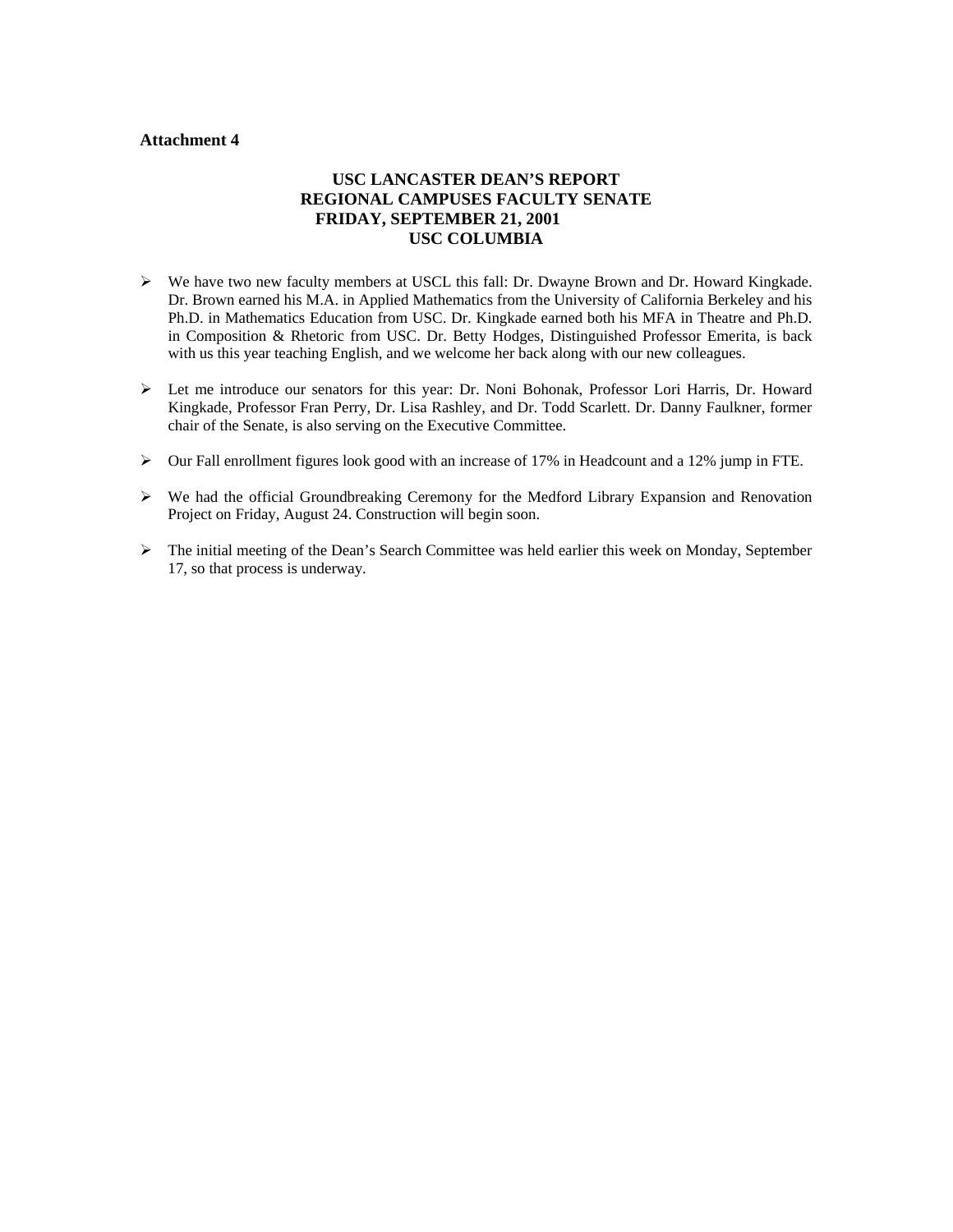**Attachment 4**

## USC LANCASTER DEAN'S REPORT
## REGIONAL CAMPUSES FACULTY SENATE
## FRIDAY, SEPTEMBER 21, 2001
## USC COLUMBIA

- We have two new faculty members at USCL this fall: Dr. Dwayne Brown and Dr. Howard Kingkade. Dr. Brown earned his M.A. in Applied Mathematics from the University of California Berkeley and his Ph.D. in Mathematics Education from USC. Dr. Kingkade earned both his MFA in Theatre and Ph.D. in Composition & Rhetoric from USC. Dr. Betty Hodges, Distinguished Professor Emerita, is back with us this year teaching English, and we welcome her back along with our new colleagues.

- Let me introduce our senators for this year: Dr. Noni Bohonak, Professor Lori Harris, Dr. Howard Kingkade, Professor Fran Perry, Dr. Lisa Rashley, and Dr. Todd Scarlett. Dr. Danny Faulkner, former chair of the Senate, is also serving on the Executive Committee.

- Our Fall enrollment figures look good with an increase of 17% in Headcount and a 12% jump in FTE.

- We had the official Groundbreaking Ceremony for the Medford Library Expansion and Renovation Project on Friday, August 24. Construction will begin soon.

- The initial meeting of the Dean's Search Committee was held earlier this week on Monday, September 17, so that process is underway.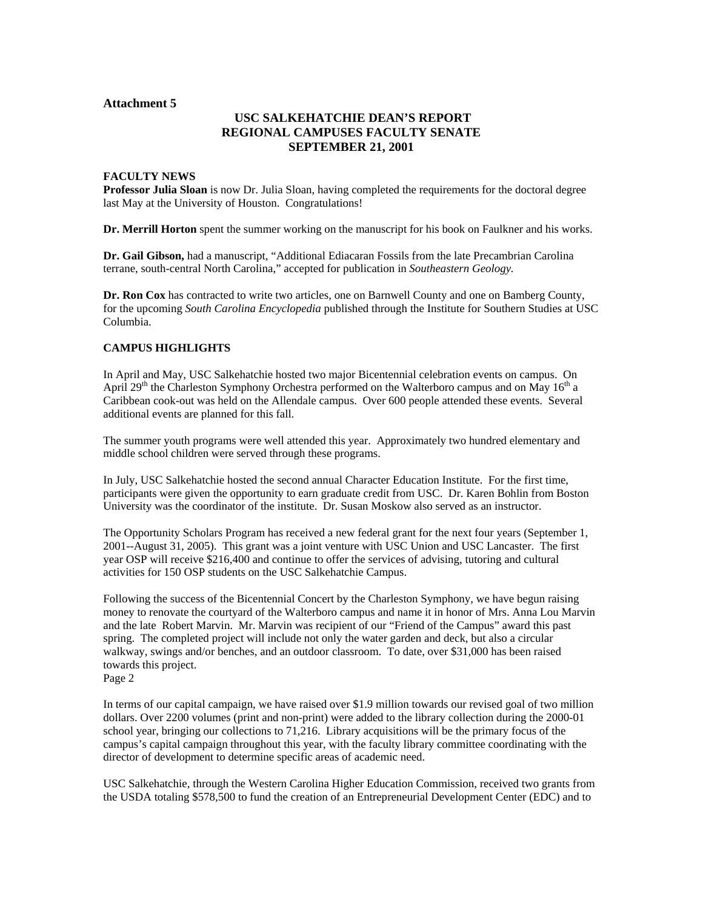**Attachment 5**

# USC SALKEHATCHIE DEAN'S REPORT
## REGIONAL CAMPUSES FACULTY SENATE
## SEPTEMBER 21, 2001

**FACULTY NEWS**

**Professor Julia Sloan** is now Dr. Julia Sloan, having completed the requirements for the doctoral degree last May at the University of Houston. Congratulations!

**Dr. Merrill Horton** spent the summer working on the manuscript for his book on Faulkner and his works.

**Dr. Gail Gibson,** had a manuscript, "Additional Ediacaran Fossils from the late Precambrian Carolina terrane, south-central North Carolina," accepted for publication in *Southeastern Geology.*

**Dr. Ron Cox** has contracted to write two articles, one on Barnwell County and one on Bamberg County, for the upcoming *South Carolina Encyclopedia* published through the Institute for Southern Studies at USC Columbia.

**CAMPUS HIGHLIGHTS**

In April and May, USC Salkehatchie hosted two major Bicentennial celebration events on campus. On April 29th the Charleston Symphony Orchestra performed on the Walterboro campus and on May 16th a Caribbean cook-out was held on the Allendale campus. Over 600 people attended these events. Several additional events are planned for this fall.

The summer youth programs were well attended this year. Approximately two hundred elementary and middle school children were served through these programs.

In July, USC Salkehatchie hosted the second annual Character Education Institute. For the first time, participants were given the opportunity to earn graduate credit from USC. Dr. Karen Bohlin from Boston University was the coordinator of the institute. Dr. Susan Moskow also served as an instructor.

The Opportunity Scholars Program has received a new federal grant for the next four years (September 1, 2001--August 31, 2005). This grant was a joint venture with USC Union and USC Lancaster. The first year OSP will receive $216,400 and continue to offer the services of advising, tutoring and cultural activities for 150 OSP students on the USC Salkehatchie Campus.

Following the success of the Bicentennial Concert by the Charleston Symphony, we have begun raising money to renovate the courtyard of the Walterboro campus and name it in honor of Mrs. Anna Lou Marvin and the late Robert Marvin. Mr. Marvin was recipient of our "Friend of the Campus" award this past spring. The completed project will include not only the water garden and deck, but also a circular walkway, swings and/or benches, and an outdoor classroom. To date, over $31,000 has been raised towards this project.

In terms of our capital campaign, we have raised over $1.9 million towards our revised goal of two million dollars. Over 2200 volumes (print and non-print) were added to the library collection during the 2000-01 school year, bringing our collections to 71,216. Library acquisitions will be the primary focus of the campus's capital campaign throughout this year, with the faculty library committee coordinating with the director of development to determine specific areas of academic need.

USC Salkehatchie, through the Western Carolina Higher Education Commission, received two grants from the USDA totaling $578,500 to fund the creation of an Entrepreneurial Development Center (EDC) and to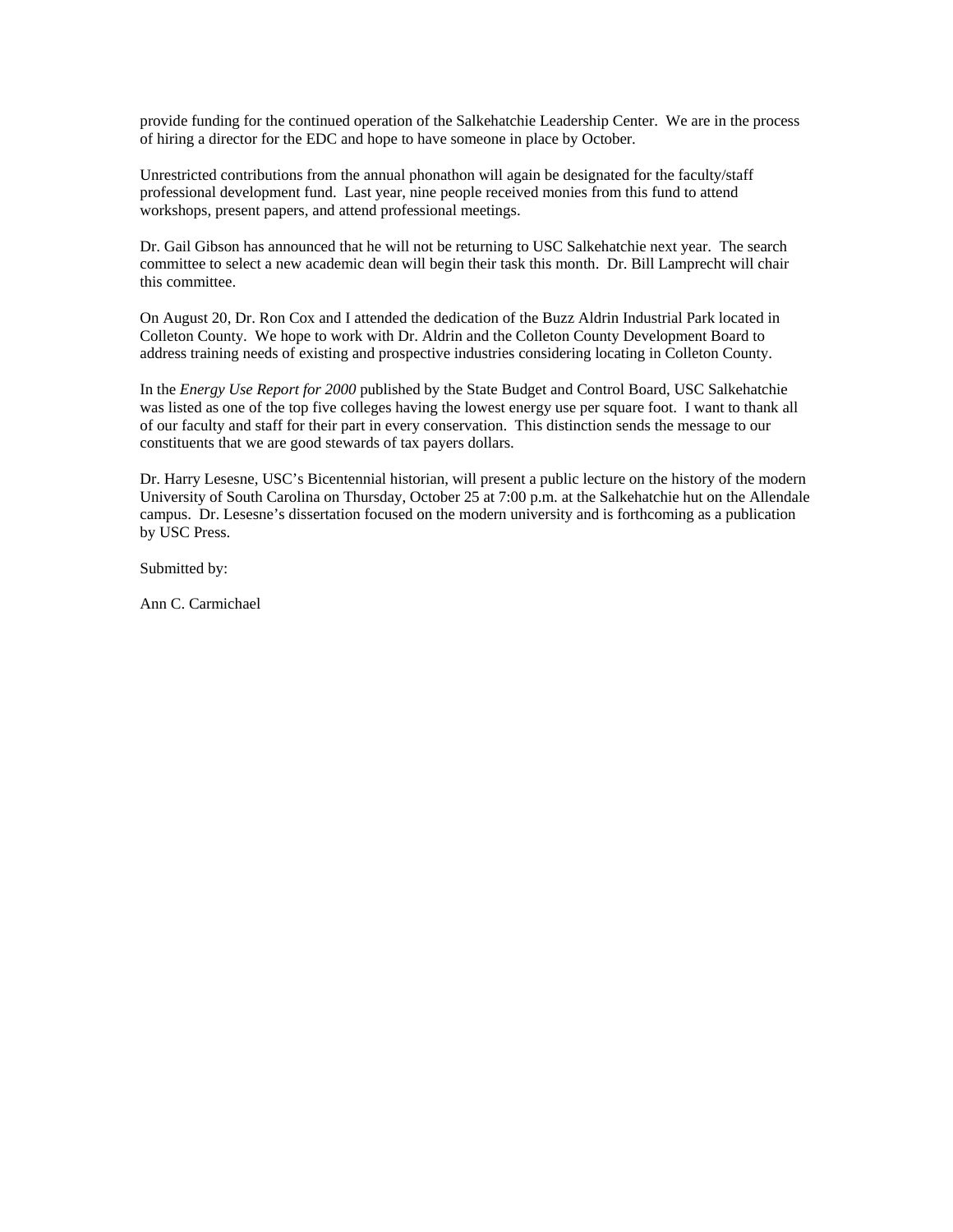provide funding for the continued operation of the Salkehatchie Leadership Center. We are in the process of hiring a director for the EDC and hope to have someone in place by October.

Unrestricted contributions from the annual phonathon will again be designated for the faculty/staff professional development fund. Last year, nine people received monies from this fund to attend workshops, present papers, and attend professional meetings.

Dr. Gail Gibson has announced that he will not be returning to USC Salkehatchie next year. The search committee to select a new academic dean will begin their task this month. Dr. Bill Lamprecht will chair this committee.

On August 20, Dr. Ron Cox and I attended the dedication of the Buzz Aldrin Industrial Park located in Colleton County. We hope to work with Dr. Aldrin and the Colleton County Development Board to address training needs of existing and prospective industries considering locating in Colleton County.

In the *Energy Use Report for 2000* published by the State Budget and Control Board, USC Salkehatchie was listed as one of the top five colleges having the lowest energy use per square foot. I want to thank all of our faculty and staff for their part in every conservation. This distinction sends the message to our constituents that we are good stewards of tax payers dollars.

Dr. Harry Lesesne, USC's Bicentennial historian, will present a public lecture on the history of the modern University of South Carolina on Thursday, October 25 at 7:00 p.m. at the Salkehatchie hut on the Allendale campus. Dr. Lesesne's dissertation focused on the modern university and is forthcoming as a publication by USC Press.

Submitted by:

Ann C. Carmichael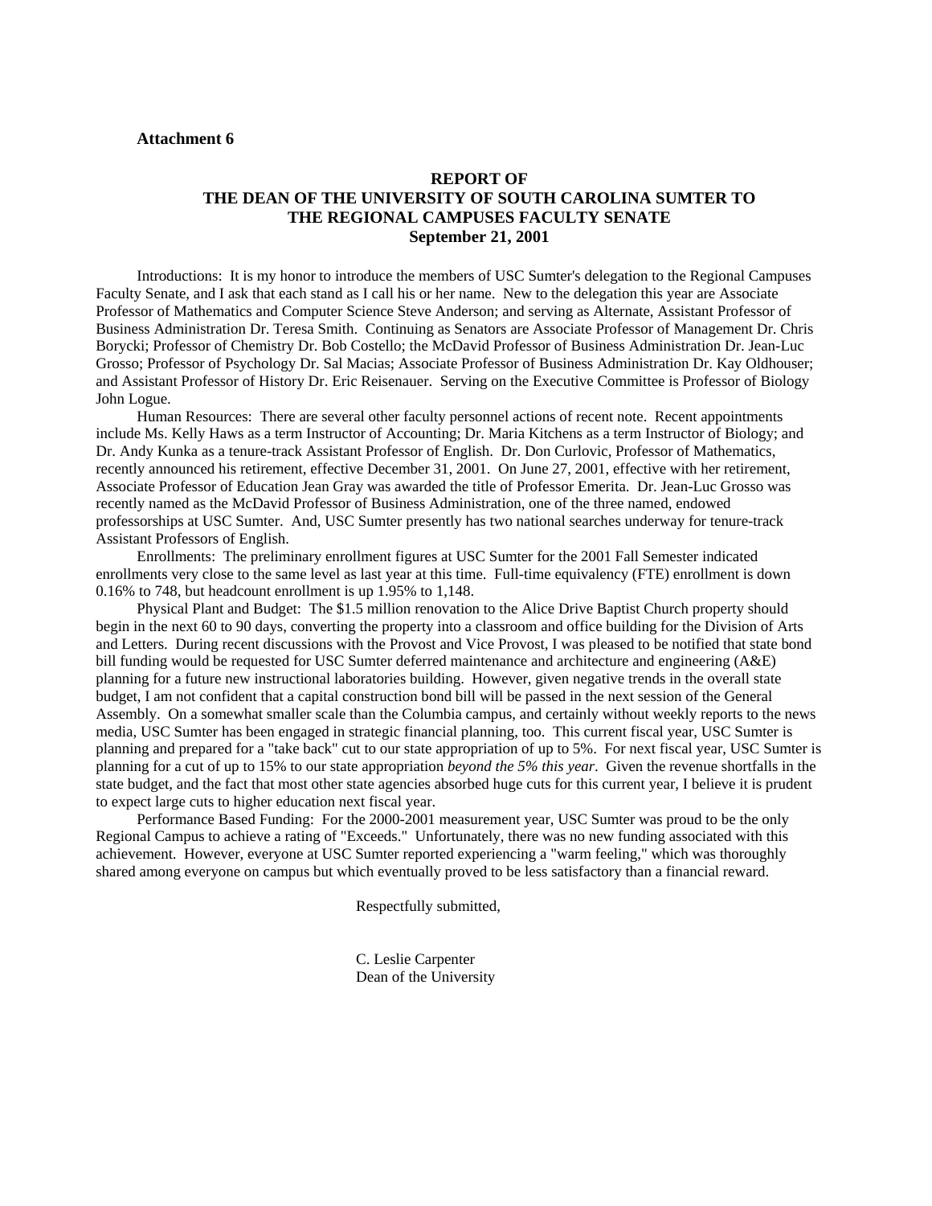**Attachment 6**

**REPORT OF**
**THE DEAN OF THE UNIVERSITY OF SOUTH CAROLINA SUMTER TO**
**THE REGIONAL CAMPUSES FACULTY SENATE**
**September 21, 2001**

Introductions: It is my honor to introduce the members of USC Sumter's delegation to the Regional Campuses Faculty Senate, and I ask that each stand as I call his or her name. New to the delegation this year are Associate Professor of Mathematics and Computer Science Steve Anderson; and serving as Alternate, Assistant Professor of Business Administration Dr. Teresa Smith. Continuing as Senators are Associate Professor of Management Dr. Chris Borycki; Professor of Chemistry Dr. Bob Costello; the McDavid Professor of Business Administration Dr. Jean-Luc Grosso; Professor of Psychology Dr. Sal Macias; Associate Professor of Business Administration Dr. Kay Oldhouser; and Assistant Professor of History Dr. Eric Reisenauer. Serving on the Executive Committee is Professor of Biology John Logue.

Human Resources: There are several other faculty personnel actions of recent note. Recent appointments include Ms. Kelly Haws as a term Instructor of Accounting; Dr. Maria Kitchens as a term Instructor of Biology; and Dr. Andy Kunka as a tenure-track Assistant Professor of English. Dr. Don Curlovic, Professor of Mathematics, recently announced his retirement, effective December 31, 2001. On June 27, 2001, effective with her retirement, Associate Professor of Education Jean Gray was awarded the title of Professor Emerita. Dr. Jean-Luc Grosso was recently named as the McDavid Professor of Business Administration, one of the three named, endowed professorships at USC Sumter. And, USC Sumter presently has two national searches underway for tenure-track Assistant Professors of English.

Enrollments: The preliminary enrollment figures at USC Sumter for the 2001 Fall Semester indicated enrollments very close to the same level as last year at this time. Full-time equivalency (FTE) enrollment is down 0.16% to 748, but headcount enrollment is up 1.95% to 1,148.

Physical Plant and Budget: The $1.5 million renovation to the Alice Drive Baptist Church property should begin in the next 60 to 90 days, converting the property into a classroom and office building for the Division of Arts and Letters. During recent discussions with the Provost and Vice Provost, I was pleased to be notified that state bond bill funding would be requested for USC Sumter deferred maintenance and architecture and engineering (A&E) planning for a future new instructional laboratories building. However, given negative trends in the overall state budget, I am not confident that a capital construction bond bill will be passed in the next session of the General Assembly. On a somewhat smaller scale than the Columbia campus, and certainly without weekly reports to the news media, USC Sumter has been engaged in strategic financial planning, too. This current fiscal year, USC Sumter is planning and prepared for a "take back" cut to our state appropriation of up to 5%. For next fiscal year, USC Sumter is planning for a cut of up to 15% to our state appropriation *beyond the 5% this year*. Given the revenue shortfalls in the state budget, and the fact that most other state agencies absorbed huge cuts for this current year, I believe it is prudent to expect large cuts to higher education next fiscal year.

Performance Based Funding: For the 2000-2001 measurement year, USC Sumter was proud to be the only Regional Campus to achieve a rating of "Exceeds." Unfortunately, there was no new funding associated with this achievement. However, everyone at USC Sumter reported experiencing a "warm feeling," which was thoroughly shared among everyone on campus but which eventually proved to be less satisfactory than a financial reward.

Respectfully submitted,

C. Leslie Carpenter
Dean of the University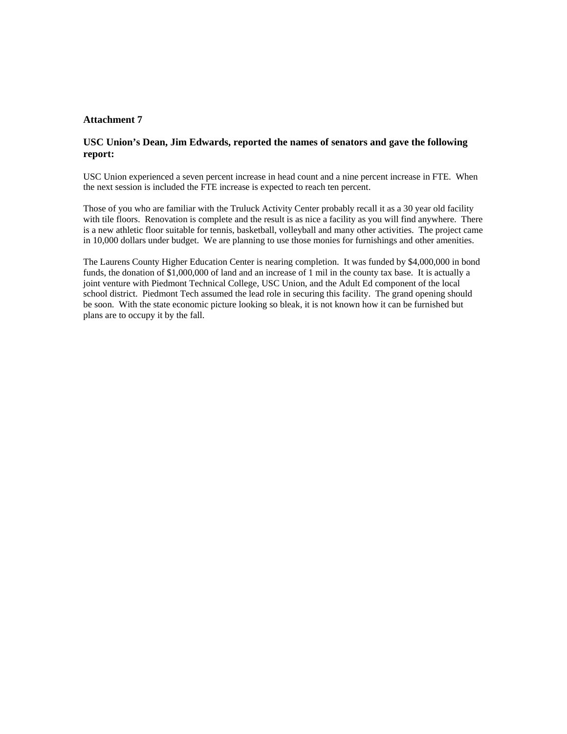### Attachment 7

### USC Union's Dean, Jim Edwards, reported the names of senators and gave the following report:

USC Union experienced a seven percent increase in head count and a nine percent increase in FTE. When the next session is included the FTE increase is expected to reach ten percent.

Those of you who are familiar with the Truluck Activity Center probably recall it as a 30 year old facility with tile floors. Renovation is complete and the result is as nice a facility as you will find anywhere. There is a new athletic floor suitable for tennis, basketball, volleyball and many other activities. The project came in 10,000 dollars under budget. We are planning to use those monies for furnishings and other amenities.

The Laurens County Higher Education Center is nearing completion. It was funded by $4,000,000 in bond funds, the donation of $1,000,000 of land and an increase of 1 mil in the county tax base. It is actually a joint venture with Piedmont Technical College, USC Union, and the Adult Ed component of the local school district. Piedmont Tech assumed the lead role in securing this facility. The grand opening should be soon. With the state economic picture looking so bleak, it is not known how it can be furnished but plans are to occupy it by the fall.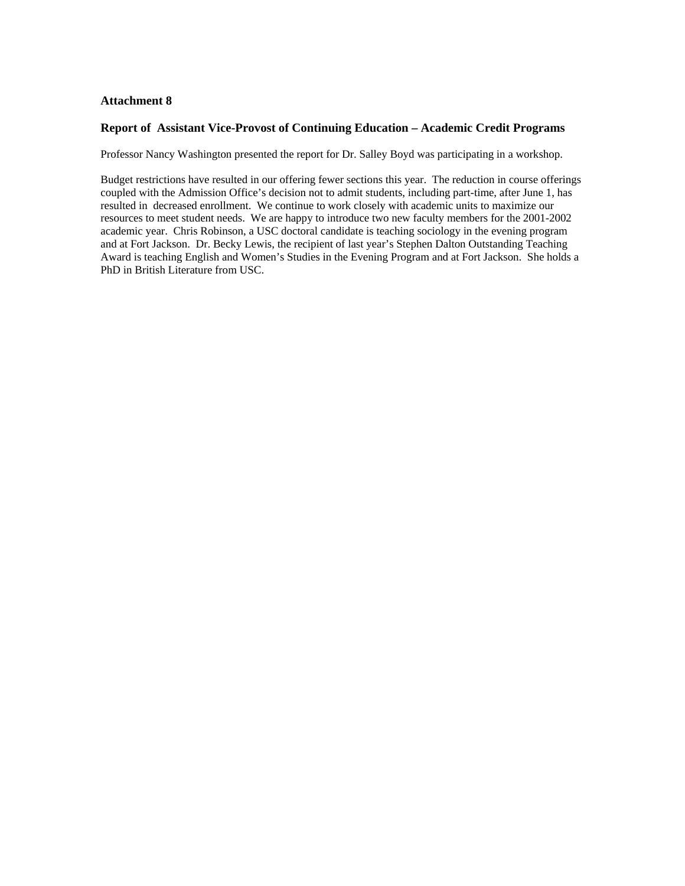**Attachment 8**

**Report of Assistant Vice-Provost of Continuing Education – Academic Credit Programs**

Professor Nancy Washington presented the report for Dr. Salley Boyd was participating in a workshop.

Budget restrictions have resulted in our offering fewer sections this year. The reduction in course offerings coupled with the Admission Office's decision not to admit students, including part-time, after June 1, has resulted in decreased enrollment. We continue to work closely with academic units to maximize our resources to meet student needs. We are happy to introduce two new faculty members for the 2001-2002 academic year. Chris Robinson, a USC doctoral candidate is teaching sociology in the evening program and at Fort Jackson. Dr. Becky Lewis, the recipient of last year's Stephen Dalton Outstanding Teaching Award is teaching English and Women's Studies in the Evening Program and at Fort Jackson. She holds a PhD in British Literature from USC.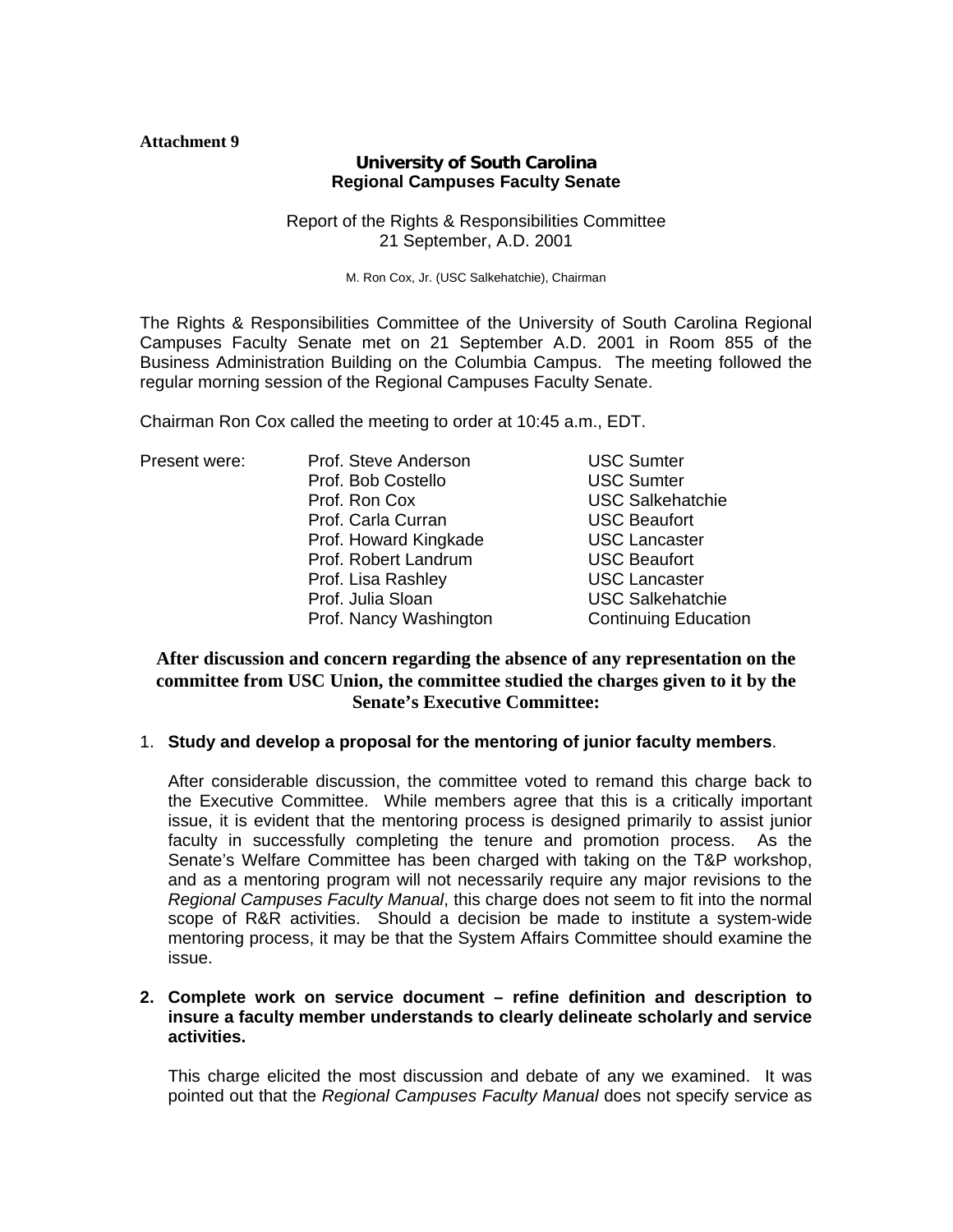**Attachment 9**

**University of South Carolina**
**Regional Campuses Faculty Senate**

Report of the Rights & Responsibilities Committee
21 September, A.D. 2001

M. Ron Cox, Jr. (USC Salkehatchie), Chairman

The Rights & Responsibilities Committee of the University of South Carolina Regional Campuses Faculty Senate met on 21 September A.D. 2001 in Room 855 of the Business Administration Building on the Columbia Campus. The meeting followed the regular morning session of the Regional Campuses Faculty Senate.

Chairman Ron Cox called the meeting to order at 10:45 a.m., EDT.

| Present were: | Prof. Steve Anderson | USC Sumter |
|---|---|---|
| | Prof. Bob Costello | USC Sumter |
| | Prof. Ron Cox | USC Salkehatchie |
| | Prof. Carla Curran | USC Beaufort |
| | Prof. Howard Kingkade | USC Lancaster |
| | Prof. Robert Landrum | USC Beaufort |
| | Prof. Lisa Rashley | USC Lancaster |
| | Prof. Julia Sloan | USC Salkehatchie |
| | Prof. Nancy Washington | Continuing Education |

**After discussion and concern regarding the absence of any representation on the committee from USC Union, the committee studied the charges given to it by the Senate's Executive Committee:**

1. **Study and develop a proposal for the mentoring of junior faculty members**.

   After considerable discussion, the committee voted to remand this charge back to the Executive Committee. While members agree that this is a critically important issue, it is evident that the mentoring process is designed primarily to assist junior faculty in successfully completing the tenure and promotion process. As the Senate's Welfare Committee has been charged with taking on the T&P workshop, and as a mentoring program will not necessarily require any major revisions to the *Regional Campuses Faculty Manual*, this charge does not seem to fit into the normal scope of R&R activities. Should a decision be made to institute a system-wide mentoring process, it may be that the System Affairs Committee should examine the issue.

2. **Complete work on service document – refine definition and description to insure a faculty member understands to clearly delineate scholarly and service activities.**

   This charge elicited the most discussion and debate of any we examined. It was pointed out that the *Regional Campuses Faculty Manual* does not specify service as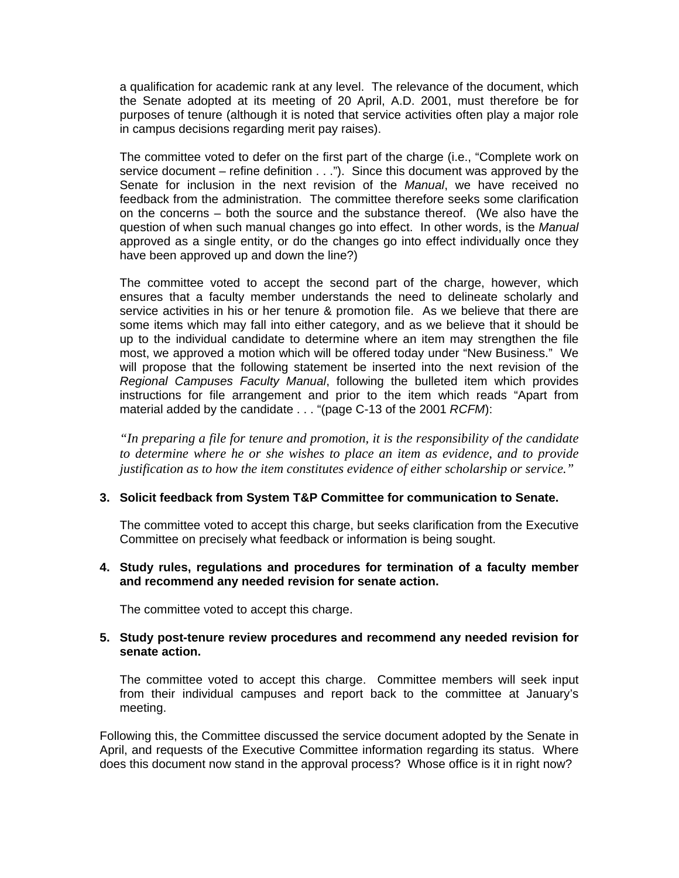a qualification for academic rank at any level. The relevance of the document, which the Senate adopted at its meeting of 20 April, A.D. 2001, must therefore be for purposes of tenure (although it is noted that service activities often play a major role in campus decisions regarding merit pay raises).

The committee voted to defer on the first part of the charge (i.e., "Complete work on service document – refine definition . . ."). Since this document was approved by the Senate for inclusion in the next revision of the *Manual*, we have received no feedback from the administration. The committee therefore seeks some clarification on the concerns – both the source and the substance thereof. (We also have the question of when such manual changes go into effect. In other words, is the *Manual* approved as a single entity, or do the changes go into effect individually once they have been approved up and down the line?)

The committee voted to accept the second part of the charge, however, which ensures that a faculty member understands the need to delineate scholarly and service activities in his or her tenure & promotion file. As we believe that there are some items which may fall into either category, and as we believe that it should be up to the individual candidate to determine where an item may strengthen the file most, we approved a motion which will be offered today under "New Business." We will propose that the following statement be inserted into the next revision of the *Regional Campuses Faculty Manual*, following the bulleted item which provides instructions for file arrangement and prior to the item which reads "Apart from material added by the candidate . . . "(page C-13 of the 2001 *RCFM*):

*"In preparing a file for tenure and promotion, it is the responsibility of the candidate to determine where he or she wishes to place an item as evidence, and to provide justification as to how the item constitutes evidence of either scholarship or service."*

**3. Solicit feedback from System T&P Committee for communication to Senate.**

The committee voted to accept this charge, but seeks clarification from the Executive Committee on precisely what feedback or information is being sought.

**4. Study rules, regulations and procedures for termination of a faculty member and recommend any needed revision for senate action.**

The committee voted to accept this charge.

**5. Study post-tenure review procedures and recommend any needed revision for senate action.**

The committee voted to accept this charge. Committee members will seek input from their individual campuses and report back to the committee at January's meeting.

Following this, the Committee discussed the service document adopted by the Senate in April, and requests of the Executive Committee information regarding its status. Where does this document now stand in the approval process? Whose office is it in right now?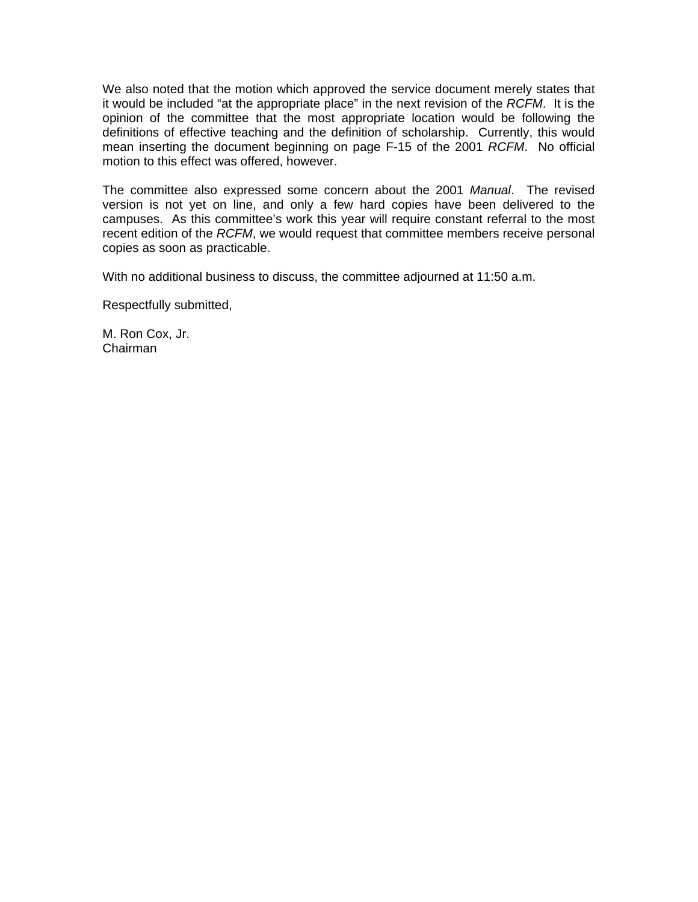We also noted that the motion which approved the service document merely states that it would be included "at the appropriate place" in the next revision of the *RCFM*. It is the opinion of the committee that the most appropriate location would be following the definitions of effective teaching and the definition of scholarship. Currently, this would mean inserting the document beginning on page F-15 of the 2001 *RCFM*. No official motion to this effect was offered, however.

The committee also expressed some concern about the 2001 *Manual*. The revised version is not yet on line, and only a few hard copies have been delivered to the campuses. As this committee's work this year will require constant referral to the most recent edition of the *RCFM*, we would request that committee members receive personal copies as soon as practicable.

With no additional business to discuss, the committee adjourned at 11:50 a.m.

Respectfully submitted,

M. Ron Cox, Jr.
Chairman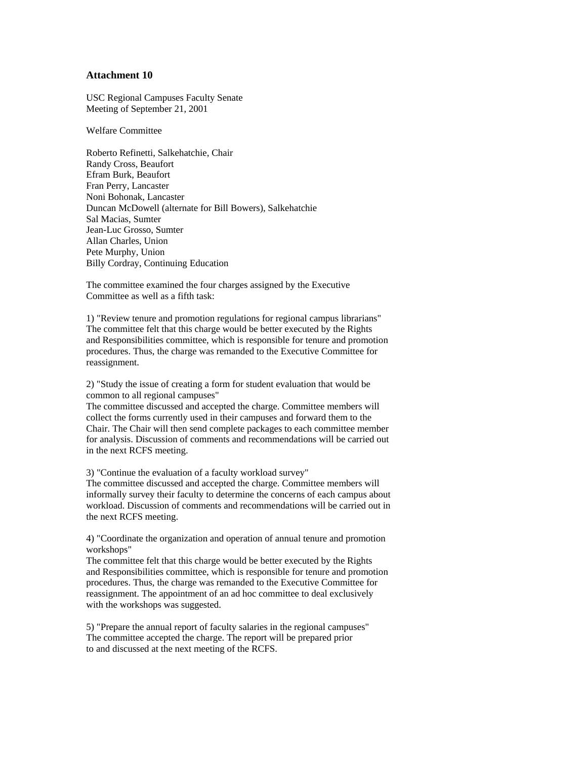## Attachment 10

USC Regional Campuses Faculty Senate
Meeting of September 21, 2001

Welfare Committee

Roberto Refinetti, Salkehatchie, Chair
Randy Cross, Beaufort
Efram Burk, Beaufort
Fran Perry, Lancaster
Noni Bohonak, Lancaster
Duncan McDowell (alternate for Bill Bowers), Salkehatchie
Sal Macias, Sumter
Jean-Luc Grosso, Sumter
Allan Charles, Union
Pete Murphy, Union
Billy Cordray, Continuing Education

The committee examined the four charges assigned by the Executive Committee as well as a fifth task:

1) "Review tenure and promotion regulations for regional campus librarians"
The committee felt that this charge would be better executed by the Rights and Responsibilities committee, which is responsible for tenure and promotion procedures. Thus, the charge was remanded to the Executive Committee for reassignment.

2) "Study the issue of creating a form for student evaluation that would be common to all regional campuses"
The committee discussed and accepted the charge. Committee members will collect the forms currently used in their campuses and forward them to the Chair. The Chair will then send complete packages to each committee member for analysis. Discussion of comments and recommendations will be carried out in the next RCFS meeting.

3) "Continue the evaluation of a faculty workload survey"
The committee discussed and accepted the charge. Committee members will informally survey their faculty to determine the concerns of each campus about workload. Discussion of comments and recommendations will be carried out in the next RCFS meeting.

4) "Coordinate the organization and operation of annual tenure and promotion workshops"
The committee felt that this charge would be better executed by the Rights and Responsibilities committee, which is responsible for tenure and promotion procedures. Thus, the charge was remanded to the Executive Committee for reassignment. The appointment of an ad hoc committee to deal exclusively with the workshops was suggested.

5) "Prepare the annual report of faculty salaries in the regional campuses"
The committee accepted the charge. The report will be prepared prior to and discussed at the next meeting of the RCFS.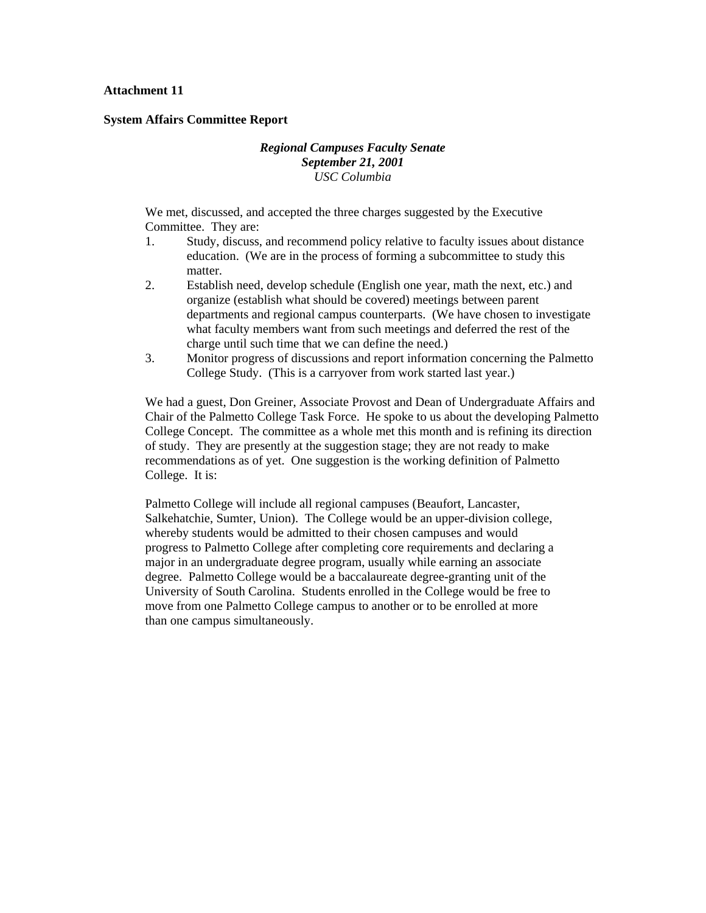**Attachment 11**

**System Affairs Committee Report**

***Regional Campuses Faculty Senate***
***September 21, 2001***
*USC Columbia*

We met, discussed, and accepted the three charges suggested by the Executive Committee. They are:

1. Study, discuss, and recommend policy relative to faculty issues about distance education. (We are in the process of forming a subcommittee to study this matter.
2. Establish need, develop schedule (English one year, math the next, etc.) and organize (establish what should be covered) meetings between parent departments and regional campus counterparts. (We have chosen to investigate what faculty members want from such meetings and deferred the rest of the charge until such time that we can define the need.)
3. Monitor progress of discussions and report information concerning the Palmetto College Study. (This is a carryover from work started last year.)

We had a guest, Don Greiner, Associate Provost and Dean of Undergraduate Affairs and Chair of the Palmetto College Task Force. He spoke to us about the developing Palmetto College Concept. The committee as a whole met this month and is refining its direction of study. They are presently at the suggestion stage; they are not ready to make recommendations as of yet. One suggestion is the working definition of Palmetto College. It is:

Palmetto College will include all regional campuses (Beaufort, Lancaster, Salkehatchie, Sumter, Union). The College would be an upper-division college, whereby students would be admitted to their chosen campuses and would progress to Palmetto College after completing core requirements and declaring a major in an undergraduate degree program, usually while earning an associate degree. Palmetto College would be a baccalaureate degree-granting unit of the University of South Carolina. Students enrolled in the College would be free to move from one Palmetto College campus to another or to be enrolled at more than one campus simultaneously.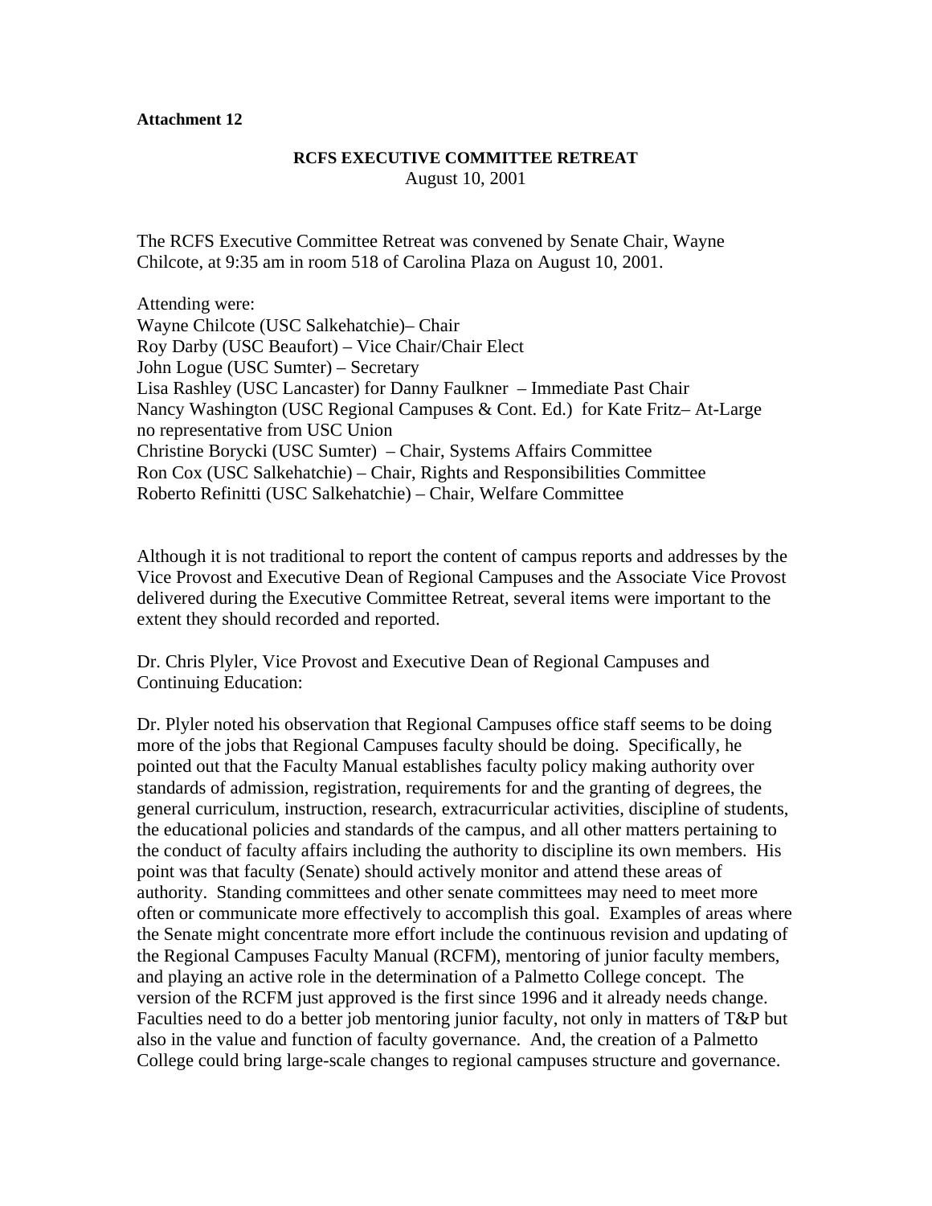**Attachment 12**

**RCFS EXECUTIVE COMMITTEE RETREAT**
August 10, 2001

The RCFS Executive Committee Retreat was convened by Senate Chair, Wayne Chilcote, at 9:35 am in room 518 of Carolina Plaza on August 10, 2001.

Attending were:
Wayne Chilcote (USC Salkehatchie)– Chair
Roy Darby (USC Beaufort) – Vice Chair/Chair Elect
John Logue (USC Sumter) – Secretary
Lisa Rashley (USC Lancaster) for Danny Faulkner – Immediate Past Chair
Nancy Washington (USC Regional Campuses & Cont. Ed.) for Kate Fritz– At-Large
no representative from USC Union
Christine Borycki (USC Sumter) – Chair, Systems Affairs Committee
Ron Cox (USC Salkehatchie) – Chair, Rights and Responsibilities Committee
Roberto Refinitti (USC Salkehatchie) – Chair, Welfare Committee

Although it is not traditional to report the content of campus reports and addresses by the Vice Provost and Executive Dean of Regional Campuses and the Associate Vice Provost delivered during the Executive Committee Retreat, several items were important to the extent they should recorded and reported.

Dr. Chris Plyler, Vice Provost and Executive Dean of Regional Campuses and Continuing Education:

Dr. Plyler noted his observation that Regional Campuses office staff seems to be doing more of the jobs that Regional Campuses faculty should be doing. Specifically, he pointed out that the Faculty Manual establishes faculty policy making authority over standards of admission, registration, requirements for and the granting of degrees, the general curriculum, instruction, research, extracurricular activities, discipline of students, the educational policies and standards of the campus, and all other matters pertaining to the conduct of faculty affairs including the authority to discipline its own members. His point was that faculty (Senate) should actively monitor and attend these areas of authority. Standing committees and other senate committees may need to meet more often or communicate more effectively to accomplish this goal. Examples of areas where the Senate might concentrate more effort include the continuous revision and updating of the Regional Campuses Faculty Manual (RCFM), mentoring of junior faculty members, and playing an active role in the determination of a Palmetto College concept. The version of the RCFM just approved is the first since 1996 and it already needs change. Faculties need to do a better job mentoring junior faculty, not only in matters of T&P but also in the value and function of faculty governance. And, the creation of a Palmetto College could bring large-scale changes to regional campuses structure and governance.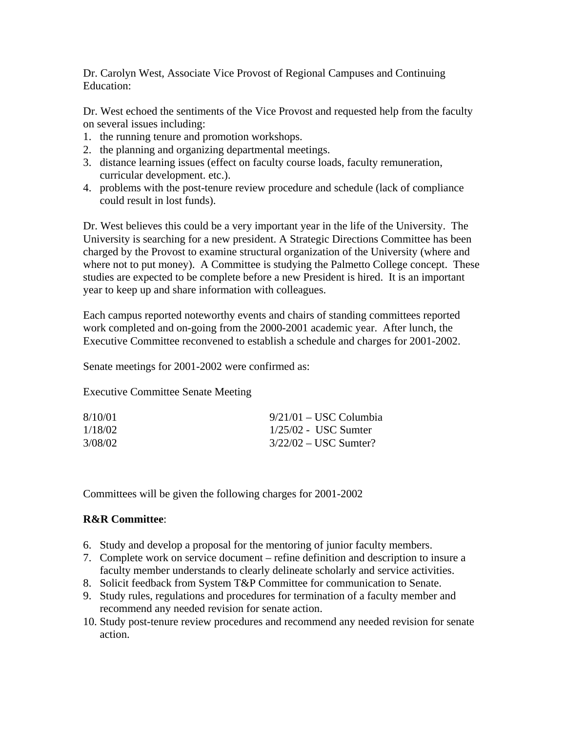Dr. Carolyn West, Associate Vice Provost of Regional Campuses and Continuing Education:

Dr. West echoed the sentiments of the Vice Provost and requested help from the faculty on several issues including:

1. the running tenure and promotion workshops.
2. the planning and organizing departmental meetings.
3. distance learning issues (effect on faculty course loads, faculty remuneration, curricular development. etc.).
4. problems with the post-tenure review procedure and schedule (lack of compliance could result in lost funds).

Dr. West believes this could be a very important year in the life of the University. The University is searching for a new president. A Strategic Directions Committee has been charged by the Provost to examine structural organization of the University (where and where not to put money). A Committee is studying the Palmetto College concept. These studies are expected to be complete before a new President is hired. It is an important year to keep up and share information with colleagues.

Each campus reported noteworthy events and chairs of standing committees reported work completed and on-going from the 2000-2001 academic year. After lunch, the Executive Committee reconvened to establish a schedule and charges for 2001-2002.

Senate meetings for 2001-2002 were confirmed as:

| Executive Committee | Senate Meeting |
| --- | --- |
| 8/10/01 | 9/21/01 – USC Columbia |
| 1/18/02 | 1/25/02 - USC Sumter |
| 3/08/02 | 3/22/02 – USC Sumter? |

Committees will be given the following charges for 2001-2002

**R&R Committee**:

6. Study and develop a proposal for the mentoring of junior faculty members.
7. Complete work on service document – refine definition and description to insure a faculty member understands to clearly delineate scholarly and service activities.
8. Solicit feedback from System T&P Committee for communication to Senate.
9. Study rules, regulations and procedures for termination of a faculty member and recommend any needed revision for senate action.
10. Study post-tenure review procedures and recommend any needed revision for senate action.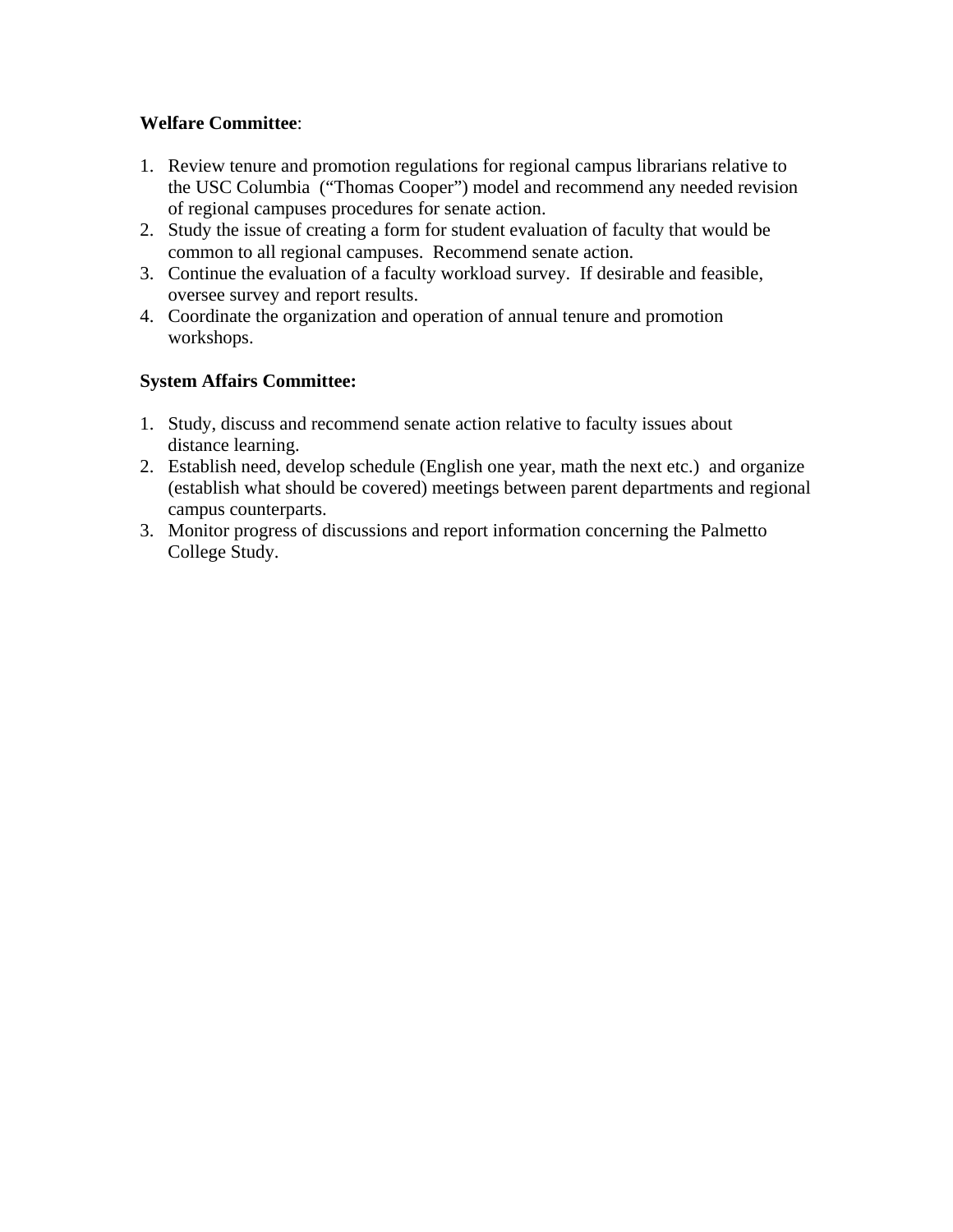**Welfare Committee**:

1. Review tenure and promotion regulations for regional campus librarians relative to the USC Columbia ("Thomas Cooper") model and recommend any needed revision of regional campuses procedures for senate action.
2. Study the issue of creating a form for student evaluation of faculty that would be common to all regional campuses. Recommend senate action.
3. Continue the evaluation of a faculty workload survey. If desirable and feasible, oversee survey and report results.
4. Coordinate the organization and operation of annual tenure and promotion workshops.

**System Affairs Committee:**

1. Study, discuss and recommend senate action relative to faculty issues about distance learning.
2. Establish need, develop schedule (English one year, math the next etc.) and organize (establish what should be covered) meetings between parent departments and regional campus counterparts.
3. Monitor progress of discussions and report information concerning the Palmetto College Study.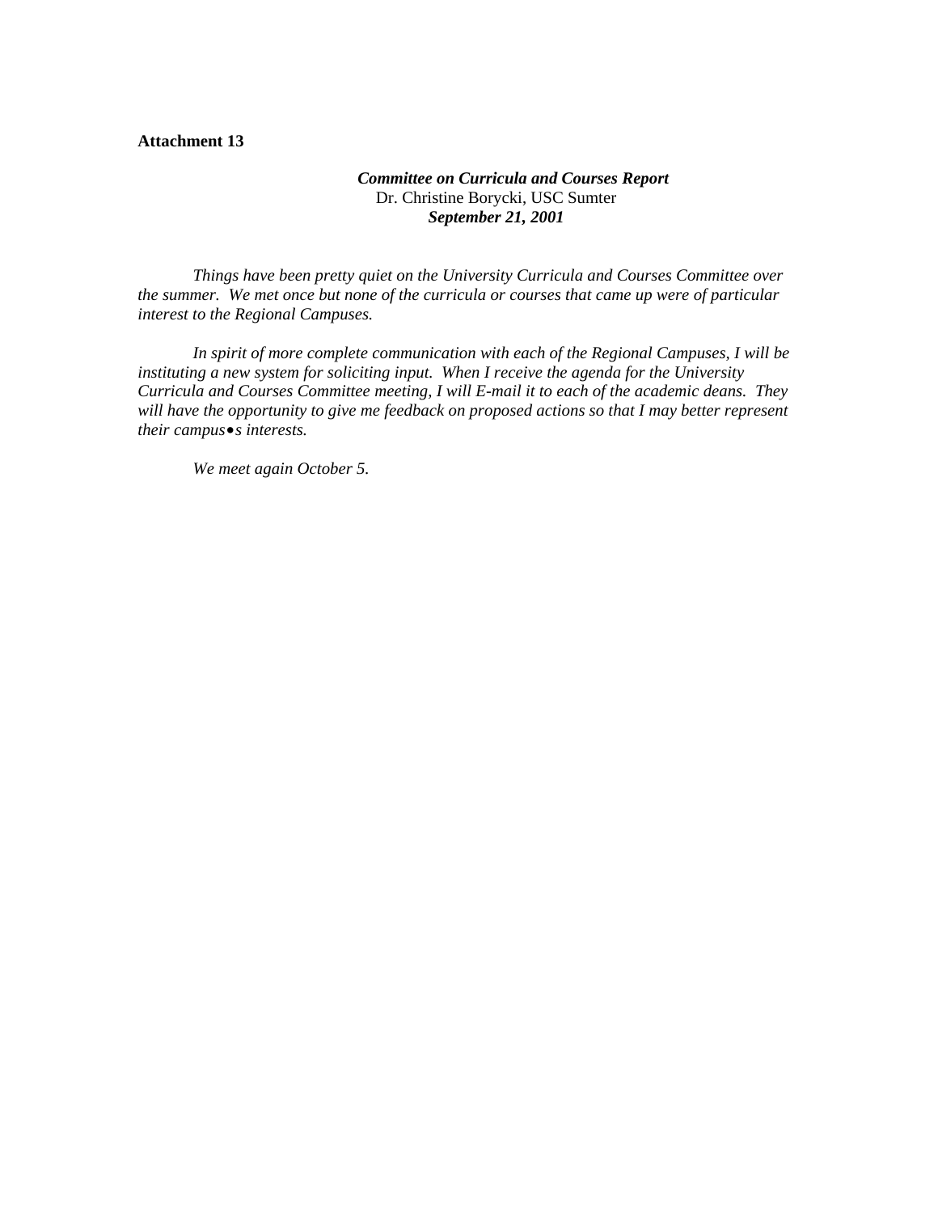**Attachment 13**

***Committee on Curricula and Courses Report***
Dr. Christine Borycki, USC Sumter
***September 21, 2001***

*Things have been pretty quiet on the University Curricula and Courses Committee over the summer. We met once but none of the curricula or courses that came up were of particular interest to the Regional Campuses.*

*In spirit of more complete communication with each of the Regional Campuses, I will be instituting a new system for soliciting input. When I receive the agenda for the University Curricula and Courses Committee meeting, I will E-mail it to each of the academic deans. They will have the opportunity to give me feedback on proposed actions so that I may better represent their campus•s interests.*

*We meet again October 5.*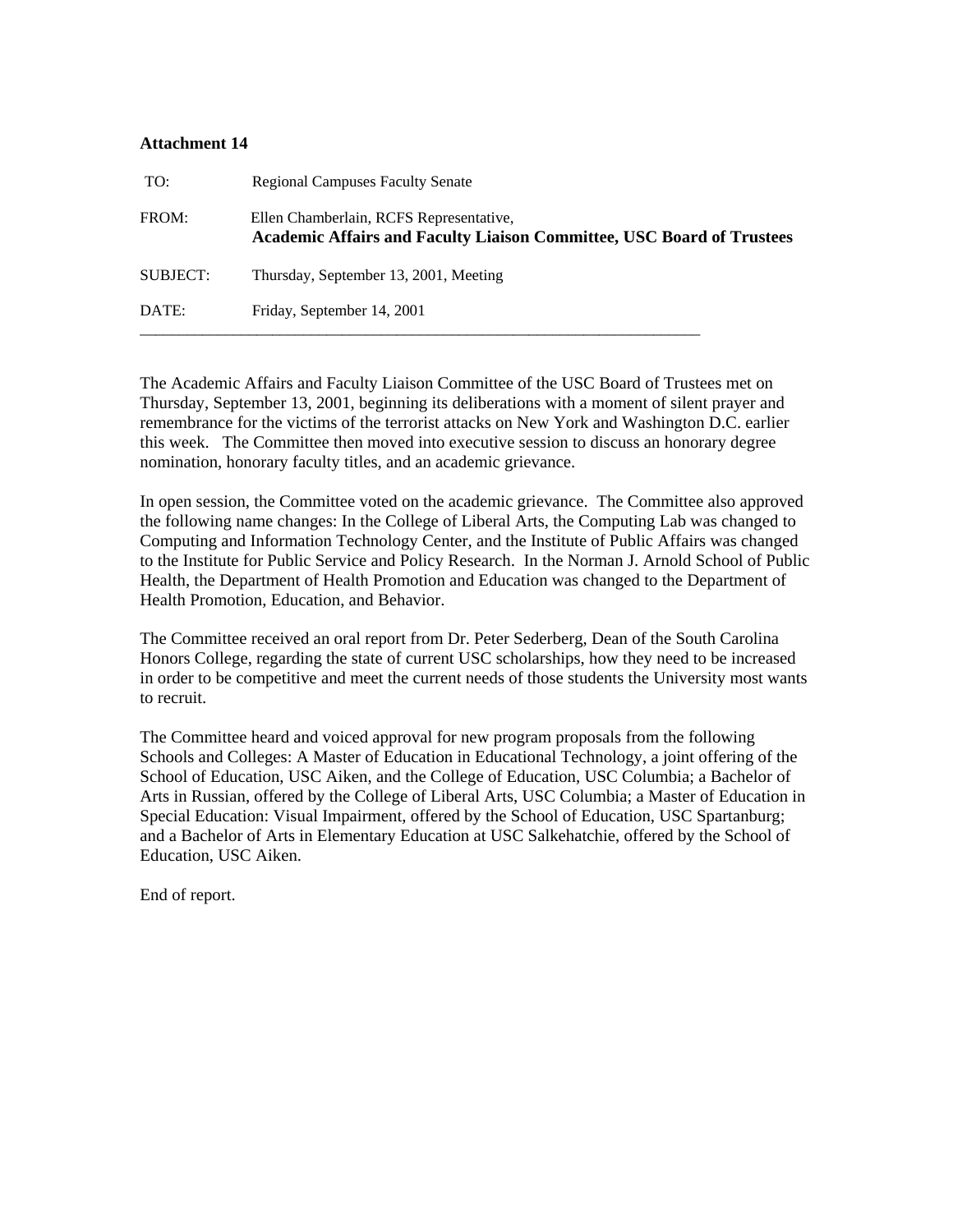**Attachment 14**

TO: Regional Campuses Faculty Senate

FROM: Ellen Chamberlain, RCFS Representative,
**Academic Affairs and Faculty Liaison Committee, USC Board of Trustees**

SUBJECT: Thursday, September 13, 2001, Meeting

DATE: Friday, September 14, 2001

---

The Academic Affairs and Faculty Liaison Committee of the USC Board of Trustees met on Thursday, September 13, 2001, beginning its deliberations with a moment of silent prayer and remembrance for the victims of the terrorist attacks on New York and Washington D.C. earlier this week. The Committee then moved into executive session to discuss an honorary degree nomination, honorary faculty titles, and an academic grievance.

In open session, the Committee voted on the academic grievance. The Committee also approved the following name changes: In the College of Liberal Arts, the Computing Lab was changed to Computing and Information Technology Center, and the Institute of Public Affairs was changed to the Institute for Public Service and Policy Research. In the Norman J. Arnold School of Public Health, the Department of Health Promotion and Education was changed to the Department of Health Promotion, Education, and Behavior.

The Committee received an oral report from Dr. Peter Sederberg, Dean of the South Carolina Honors College, regarding the state of current USC scholarships, how they need to be increased in order to be competitive and meet the current needs of those students the University most wants to recruit.

The Committee heard and voiced approval for new program proposals from the following Schools and Colleges: A Master of Education in Educational Technology, a joint offering of the School of Education, USC Aiken, and the College of Education, USC Columbia; a Bachelor of Arts in Russian, offered by the College of Liberal Arts, USC Columbia; a Master of Education in Special Education: Visual Impairment, offered by the School of Education, USC Spartanburg; and a Bachelor of Arts in Elementary Education at USC Salkehatchie, offered by the School of Education, USC Aiken.

End of report.